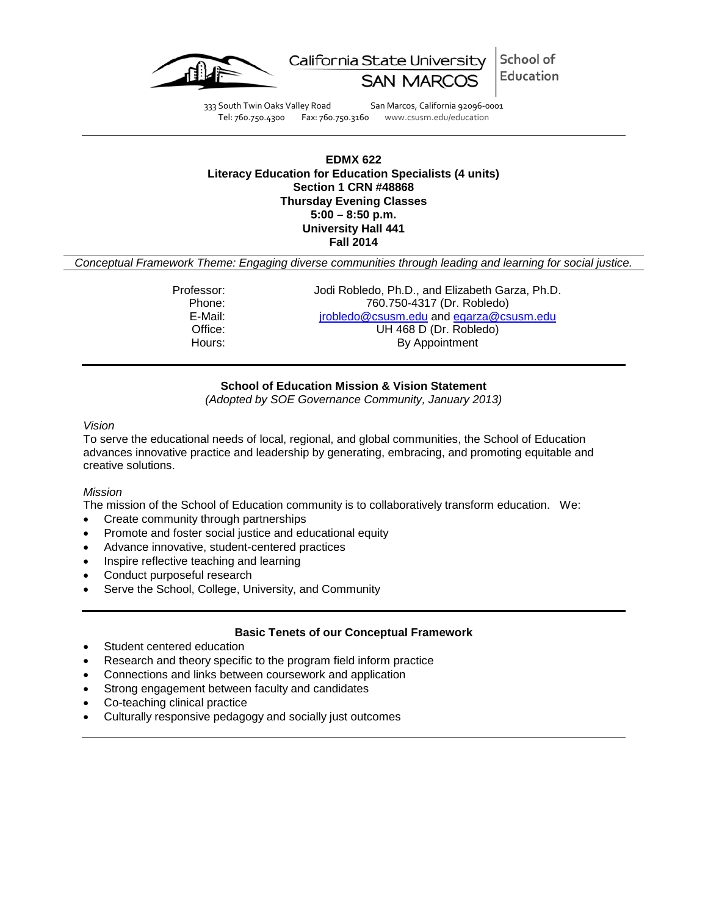California State University SAN MARCOS | School of Education

333 South Twin Oaks Valley Road San Marcos, California 92096-0001
Tel: 760.750.4300 Fax: 760.750.3160 www.csusm.edu/education

**EDMX 622**
**Literacy Education for Education Specialists (4 units)**
**Section 1 CRN #48868**
**Thursday Evening Classes**
**5:00 – 8:50 p.m.**
**University Hall 441**
**Fall 2014**

*Conceptual Framework Theme: Engaging diverse communities through leading and learning for social justice.*

Professor: Jodi Robledo, Ph.D., and Elizabeth Garza, Ph.D.
Phone: 760.750-4317 (Dr. Robledo)
E-Mail: jrobledo@csusm.edu and egarza@csusm.edu
Office: UH 468 D (Dr. Robledo)
Hours: By Appointment

**School of Education Mission & Vision Statement**
*(Adopted by SOE Governance Community, January 2013)*

*Vision*
To serve the educational needs of local, regional, and global communities, the School of Education advances innovative practice and leadership by generating, embracing, and promoting equitable and creative solutions.

*Mission*
The mission of the School of Education community is to collaboratively transform education. We:

- Create community through partnerships
- Promote and foster social justice and educational equity
- Advance innovative, student-centered practices
- Inspire reflective teaching and learning
- Conduct purposeful research
- Serve the School, College, University, and Community

**Basic Tenets of our Conceptual Framework**

- Student centered education
- Research and theory specific to the program field inform practice
- Connections and links between coursework and application
- Strong engagement between faculty and candidates
- Co-teaching clinical practice
- Culturally responsive pedagogy and socially just outcomes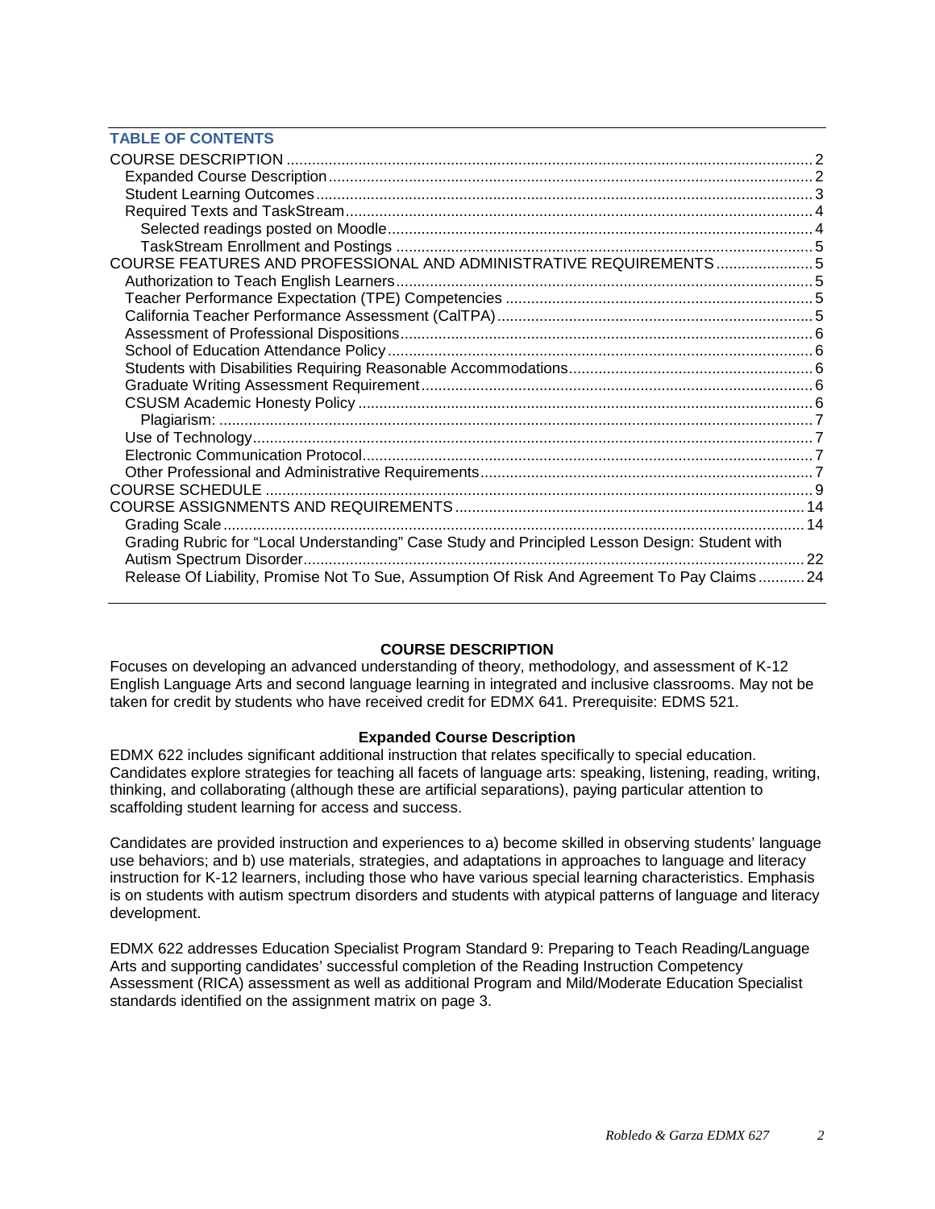## TABLE OF CONTENTS

- COURSE DESCRIPTION .... 2
  - Expanded Course Description .... 2
  - Student Learning Outcomes .... 3
  - Required Texts and TaskStream .... 4
    - Selected readings posted on Moodle .... 4
    - TaskStream Enrollment and Postings .... 5
- COURSE FEATURES AND PROFESSIONAL AND ADMINISTRATIVE REQUIREMENTS .... 5
  - Authorization to Teach English Learners .... 5
  - Teacher Performance Expectation (TPE) Competencies .... 5
  - California Teacher Performance Assessment (CalTPA) .... 5
  - Assessment of Professional Dispositions .... 6
  - School of Education Attendance Policy .... 6
  - Students with Disabilities Requiring Reasonable Accommodations .... 6
  - Graduate Writing Assessment Requirement .... 6
  - CSUSM Academic Honesty Policy .... 6
    - Plagiarism: .... 7
  - Use of Technology .... 7
  - Electronic Communication Protocol .... 7
  - Other Professional and Administrative Requirements .... 7
- COURSE SCHEDULE .... 9
- COURSE ASSIGNMENTS AND REQUIREMENTS .... 14
  - Grading Scale .... 14
  - Grading Rubric for "Local Understanding" Case Study and Principled Lesson Design: Student with Autism Spectrum Disorder .... 22
  - Release Of Liability, Promise Not To Sue, Assumption Of Risk And Agreement To Pay Claims .... 24

## COURSE DESCRIPTION

Focuses on developing an advanced understanding of theory, methodology, and assessment of K-12 English Language Arts and second language learning in integrated and inclusive classrooms. May not be taken for credit by students who have received credit for EDMX 641. Prerequisite: EDMS 521.

### Expanded Course Description

EDMX 622 includes significant additional instruction that relates specifically to special education. Candidates explore strategies for teaching all facets of language arts: speaking, listening, reading, writing, thinking, and collaborating (although these are artificial separations), paying particular attention to scaffolding student learning for access and success.

Candidates are provided instruction and experiences to a) become skilled in observing students' language use behaviors; and b) use materials, strategies, and adaptations in approaches to language and literacy instruction for K-12 learners, including those who have various special learning characteristics. Emphasis is on students with autism spectrum disorders and students with atypical patterns of language and literacy development.

EDMX 622 addresses Education Specialist Program Standard 9: Preparing to Teach Reading/Language Arts and supporting candidates' successful completion of the Reading Instruction Competency Assessment (RICA) assessment as well as additional Program and Mild/Moderate Education Specialist standards identified on the assignment matrix on page 3.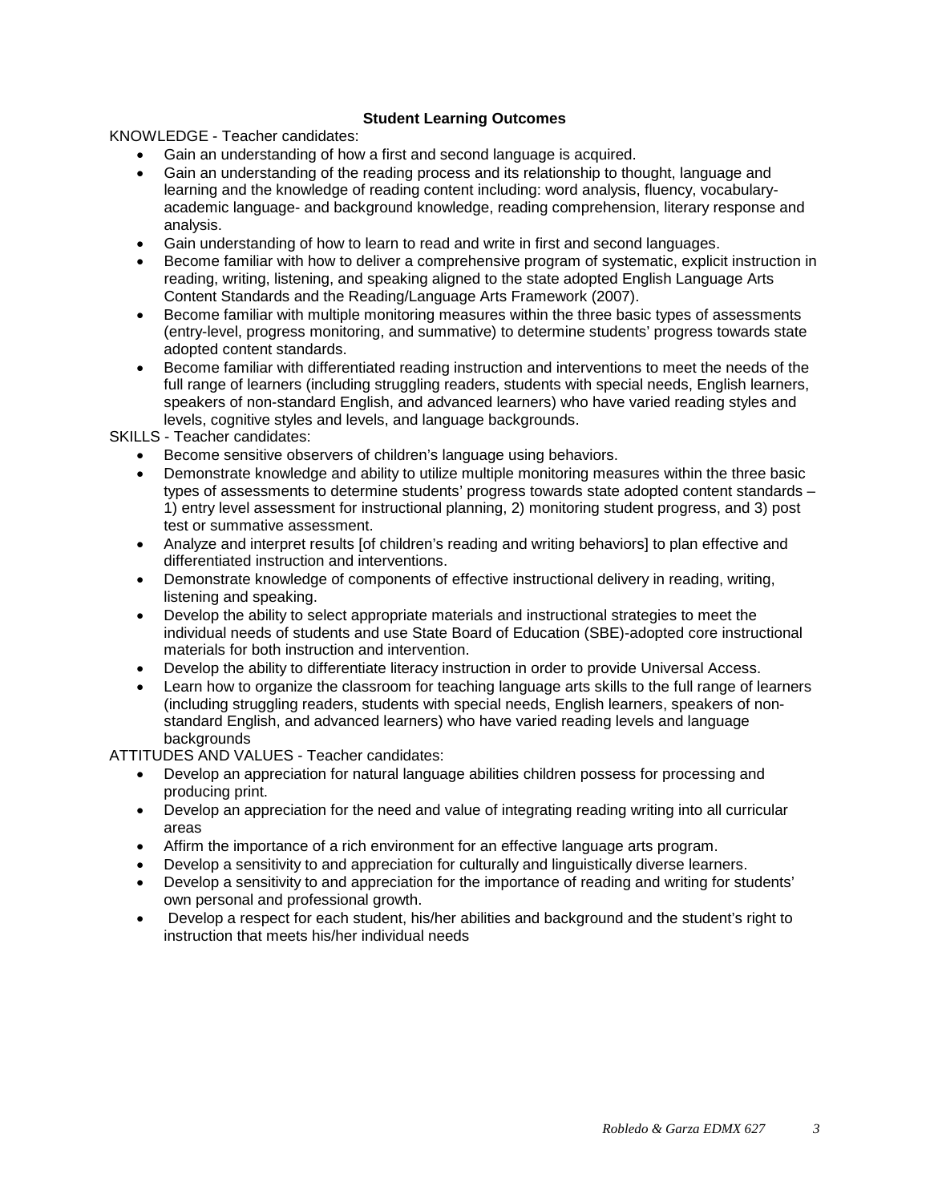**Student Learning Outcomes**

KNOWLEDGE - Teacher candidates:

- Gain an understanding of how a first and second language is acquired.
- Gain an understanding of the reading process and its relationship to thought, language and learning and the knowledge of reading content including: word analysis, fluency, vocabulary-academic language- and background knowledge, reading comprehension, literary response and analysis.
- Gain understanding of how to learn to read and write in first and second languages.
- Become familiar with how to deliver a comprehensive program of systematic, explicit instruction in reading, writing, listening, and speaking aligned to the state adopted English Language Arts Content Standards and the Reading/Language Arts Framework (2007).
- Become familiar with multiple monitoring measures within the three basic types of assessments (entry-level, progress monitoring, and summative) to determine students' progress towards state adopted content standards.
- Become familiar with differentiated reading instruction and interventions to meet the needs of the full range of learners (including struggling readers, students with special needs, English learners, speakers of non-standard English, and advanced learners) who have varied reading styles and levels, cognitive styles and levels, and language backgrounds.

SKILLS - Teacher candidates:

- Become sensitive observers of children's language using behaviors.
- Demonstrate knowledge and ability to utilize multiple monitoring measures within the three basic types of assessments to determine students' progress towards state adopted content standards – 1) entry level assessment for instructional planning, 2) monitoring student progress, and 3) post test or summative assessment.
- Analyze and interpret results [of children's reading and writing behaviors] to plan effective and differentiated instruction and interventions.
- Demonstrate knowledge of components of effective instructional delivery in reading, writing, listening and speaking.
- Develop the ability to select appropriate materials and instructional strategies to meet the individual needs of students and use State Board of Education (SBE)-adopted core instructional materials for both instruction and intervention.
- Develop the ability to differentiate literacy instruction in order to provide Universal Access.
- Learn how to organize the classroom for teaching language arts skills to the full range of learners (including struggling readers, students with special needs, English learners, speakers of non-standard English, and advanced learners) who have varied reading levels and language backgrounds

ATTITUDES AND VALUES - Teacher candidates:

- Develop an appreciation for natural language abilities children possess for processing and producing print.
- Develop an appreciation for the need and value of integrating reading writing into all curricular areas
- Affirm the importance of a rich environment for an effective language arts program.
- Develop a sensitivity to and appreciation for culturally and linguistically diverse learners.
- Develop a sensitivity to and appreciation for the importance of reading and writing for students' own personal and professional growth.
- Develop a respect for each student, his/her abilities and background and the student's right to instruction that meets his/her individual needs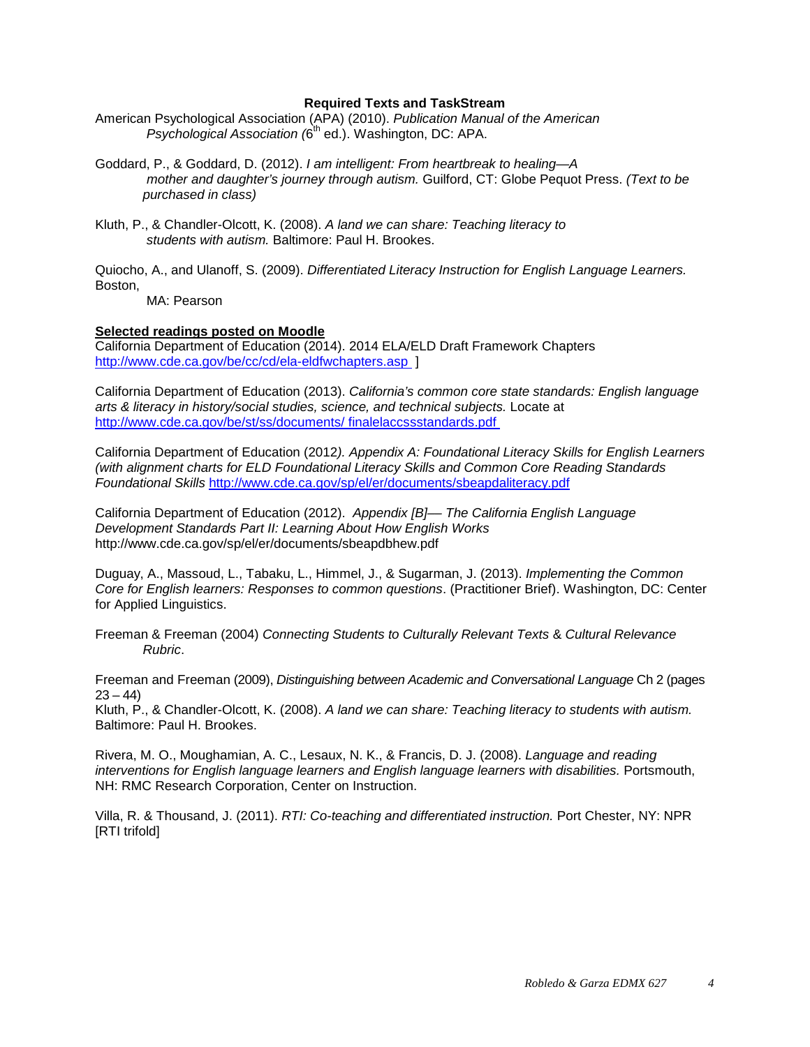**Required Texts and TaskStream**

American Psychological Association (APA) (2010). *Publication Manual of the American Psychological Association (*6th ed.). Washington, DC: APA.

Goddard, P., & Goddard, D. (2012). *I am intelligent: From heartbreak to healing—A mother and daughter's journey through autism.* Guilford, CT: Globe Pequot Press. *(Text to be purchased in class)*

Kluth, P., & Chandler-Olcott, K. (2008). *A land we can share: Teaching literacy to students with autism.* Baltimore: Paul H. Brookes.

Quiocho, A., and Ulanoff, S. (2009). *Differentiated Literacy Instruction for English Language Learners.* Boston,
MA: Pearson

**Selected readings posted on Moodle**

California Department of Education (2014). 2014 ELA/ELD Draft Framework Chapters http://www.cde.ca.gov/be/cc/cd/ela-eldfwchapters.asp ]

California Department of Education (2013). *California's common core state standards: English language arts & literacy in history/social studies, science, and technical subjects.* Locate at http://www.cde.ca.gov/be/st/ss/documents/ finalelaccssstandards.pdf

California Department of Education (2012*). Appendix A: Foundational Literacy Skills for English Learners (with alignment charts for ELD Foundational Literacy Skills and Common Core Reading Standards Foundational Skills* http://www.cde.ca.gov/sp/el/er/documents/sbeapdaliteracy.pdf

California Department of Education (2012). *Appendix [B]— The California English Language Development Standards Part II: Learning About How English Works* http://www.cde.ca.gov/sp/el/er/documents/sbeapdbhew.pdf

Duguay, A., Massoud, L., Tabaku, L., Himmel, J., & Sugarman, J. (2013). *Implementing the Common Core for English learners: Responses to common questions*. (Practitioner Brief). Washington, DC: Center for Applied Linguistics.

Freeman & Freeman (2004) *Connecting Students to Culturally Relevant Texts & Cultural Relevance Rubric*.

Freeman and Freeman (2009), *Distinguishing between Academic and Conversational Language* Ch 2 (pages 23 – 44)

Kluth, P., & Chandler-Olcott, K. (2008). *A land we can share: Teaching literacy to students with autism.* Baltimore: Paul H. Brookes.

Rivera, M. O., Moughamian, A. C., Lesaux, N. K., & Francis, D. J. (2008). *Language and reading interventions for English language learners and English language learners with disabilities.* Portsmouth, NH: RMC Research Corporation, Center on Instruction.

Villa, R. & Thousand, J. (2011). *RTI: Co-teaching and differentiated instruction.* Port Chester, NY: NPR [RTI trifold]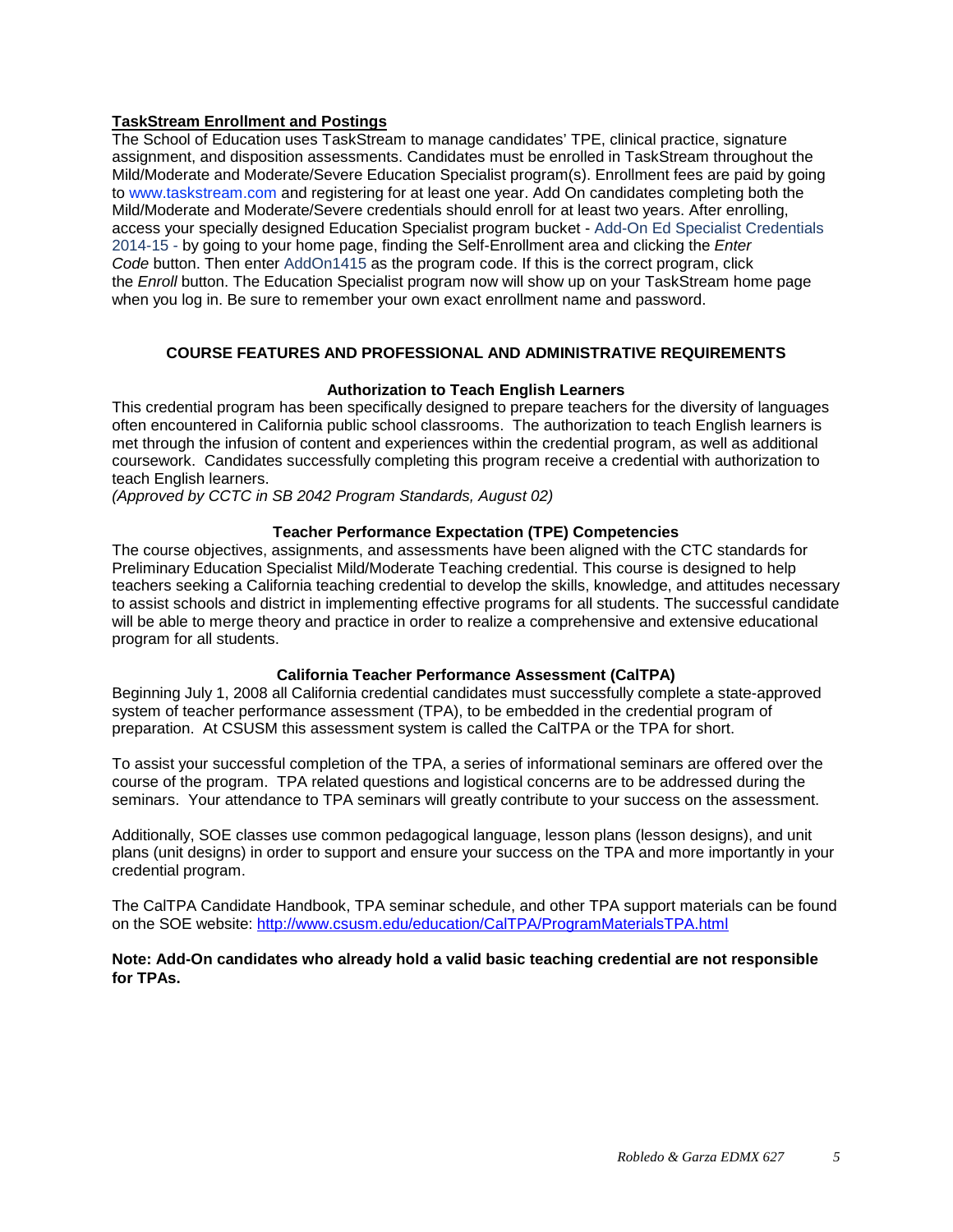**TaskStream Enrollment and Postings**

The School of Education uses TaskStream to manage candidates' TPE, clinical practice, signature assignment, and disposition assessments. Candidates must be enrolled in TaskStream throughout the Mild/Moderate and Moderate/Severe Education Specialist program(s). Enrollment fees are paid by going to www.taskstream.com and registering for at least one year. Add On candidates completing both the Mild/Moderate and Moderate/Severe credentials should enroll for at least two years. After enrolling, access your specially designed Education Specialist program bucket - Add-On Ed Specialist Credentials 2014-15 - by going to your home page, finding the Self-Enrollment area and clicking the *Enter Code* button. Then enter AddOn1415 as the program code. If this is the correct program, click the *Enroll* button. The Education Specialist program now will show up on your TaskStream home page when you log in. Be sure to remember your own exact enrollment name and password.

## COURSE FEATURES AND PROFESSIONAL AND ADMINISTRATIVE REQUIREMENTS

### Authorization to Teach English Learners

This credential program has been specifically designed to prepare teachers for the diversity of languages often encountered in California public school classrooms. The authorization to teach English learners is met through the infusion of content and experiences within the credential program, as well as additional coursework. Candidates successfully completing this program receive a credential with authorization to teach English learners.
*(Approved by CCTC in SB 2042 Program Standards, August 02)*

### Teacher Performance Expectation (TPE) Competencies

The course objectives, assignments, and assessments have been aligned with the CTC standards for Preliminary Education Specialist Mild/Moderate Teaching credential. This course is designed to help teachers seeking a California teaching credential to develop the skills, knowledge, and attitudes necessary to assist schools and district in implementing effective programs for all students. The successful candidate will be able to merge theory and practice in order to realize a comprehensive and extensive educational program for all students.

### California Teacher Performance Assessment (CalTPA)

Beginning July 1, 2008 all California credential candidates must successfully complete a state-approved system of teacher performance assessment (TPA), to be embedded in the credential program of preparation. At CSUSM this assessment system is called the CalTPA or the TPA for short.

To assist your successful completion of the TPA, a series of informational seminars are offered over the course of the program. TPA related questions and logistical concerns are to be addressed during the seminars. Your attendance to TPA seminars will greatly contribute to your success on the assessment.

Additionally, SOE classes use common pedagogical language, lesson plans (lesson designs), and unit plans (unit designs) in order to support and ensure your success on the TPA and more importantly in your credential program.

The CalTPA Candidate Handbook, TPA seminar schedule, and other TPA support materials can be found on the SOE website: http://www.csusm.edu/education/CalTPA/ProgramMaterialsTPA.html

**Note: Add-On candidates who already hold a valid basic teaching credential are not responsible for TPAs.**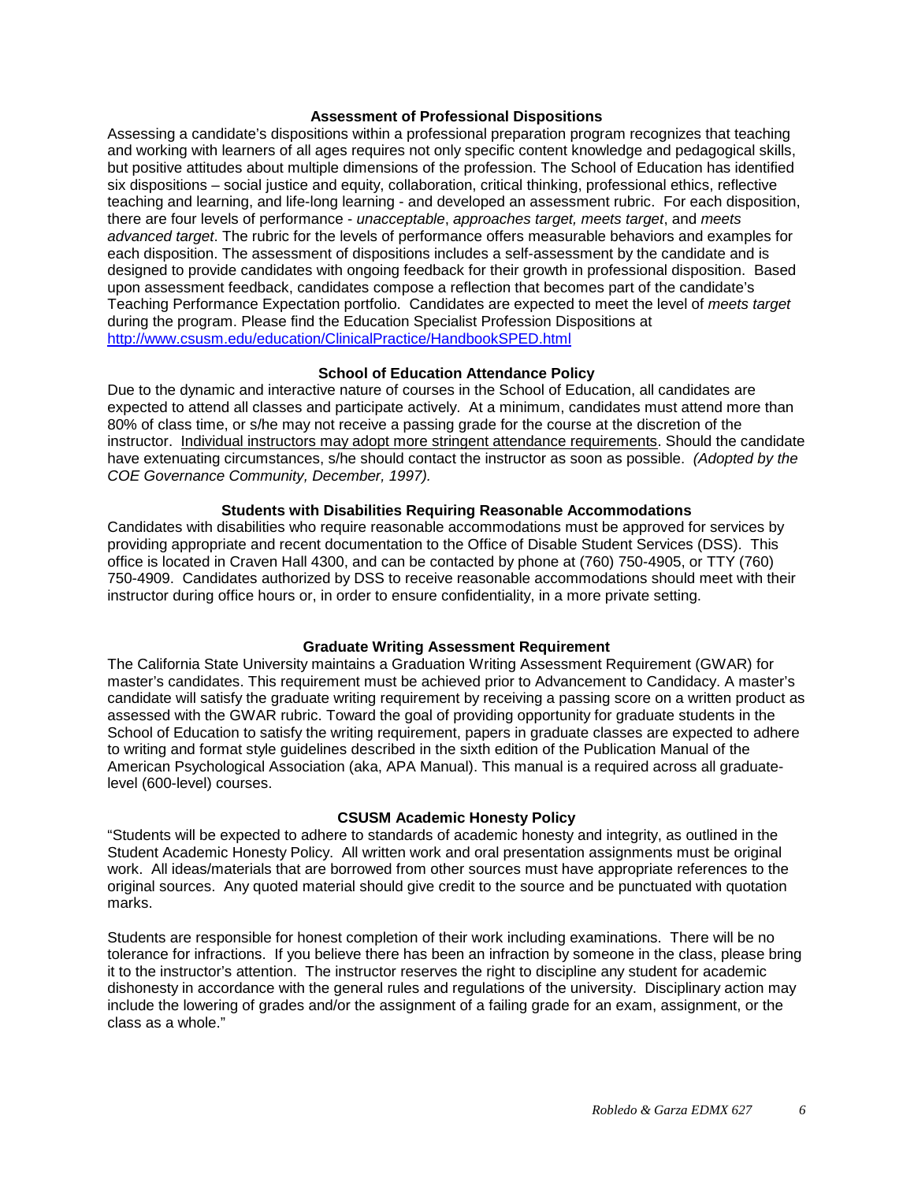### Assessment of Professional Dispositions

Assessing a candidate's dispositions within a professional preparation program recognizes that teaching and working with learners of all ages requires not only specific content knowledge and pedagogical skills, but positive attitudes about multiple dimensions of the profession. The School of Education has identified six dispositions – social justice and equity, collaboration, critical thinking, professional ethics, reflective teaching and learning, and life-long learning - and developed an assessment rubric. For each disposition, there are four levels of performance - *unacceptable*, *approaches target, meets target*, and *meets advanced target*. The rubric for the levels of performance offers measurable behaviors and examples for each disposition. The assessment of dispositions includes a self-assessment by the candidate and is designed to provide candidates with ongoing feedback for their growth in professional disposition. Based upon assessment feedback, candidates compose a reflection that becomes part of the candidate's Teaching Performance Expectation portfolio. Candidates are expected to meet the level of *meets target* during the program. Please find the Education Specialist Profession Dispositions at http://www.csusm.edu/education/ClinicalPractice/HandbookSPED.html

### School of Education Attendance Policy

Due to the dynamic and interactive nature of courses in the School of Education, all candidates are expected to attend all classes and participate actively. At a minimum, candidates must attend more than 80% of class time, or s/he may not receive a passing grade for the course at the discretion of the instructor. Individual instructors may adopt more stringent attendance requirements. Should the candidate have extenuating circumstances, s/he should contact the instructor as soon as possible. *(Adopted by the COE Governance Community, December, 1997).*

### Students with Disabilities Requiring Reasonable Accommodations

Candidates with disabilities who require reasonable accommodations must be approved for services by providing appropriate and recent documentation to the Office of Disable Student Services (DSS). This office is located in Craven Hall 4300, and can be contacted by phone at (760) 750-4905, or TTY (760) 750-4909. Candidates authorized by DSS to receive reasonable accommodations should meet with their instructor during office hours or, in order to ensure confidentiality, in a more private setting.

### Graduate Writing Assessment Requirement

The California State University maintains a Graduation Writing Assessment Requirement (GWAR) for master's candidates. This requirement must be achieved prior to Advancement to Candidacy. A master's candidate will satisfy the graduate writing requirement by receiving a passing score on a written product as assessed with the GWAR rubric. Toward the goal of providing opportunity for graduate students in the School of Education to satisfy the writing requirement, papers in graduate classes are expected to adhere to writing and format style guidelines described in the sixth edition of the Publication Manual of the American Psychological Association (aka, APA Manual). This manual is a required across all graduate-level (600-level) courses.

### CSUSM Academic Honesty Policy

"Students will be expected to adhere to standards of academic honesty and integrity, as outlined in the Student Academic Honesty Policy. All written work and oral presentation assignments must be original work. All ideas/materials that are borrowed from other sources must have appropriate references to the original sources. Any quoted material should give credit to the source and be punctuated with quotation marks.

Students are responsible for honest completion of their work including examinations. There will be no tolerance for infractions. If you believe there has been an infraction by someone in the class, please bring it to the instructor's attention. The instructor reserves the right to discipline any student for academic dishonesty in accordance with the general rules and regulations of the university. Disciplinary action may include the lowering of grades and/or the assignment of a failing grade for an exam, assignment, or the class as a whole."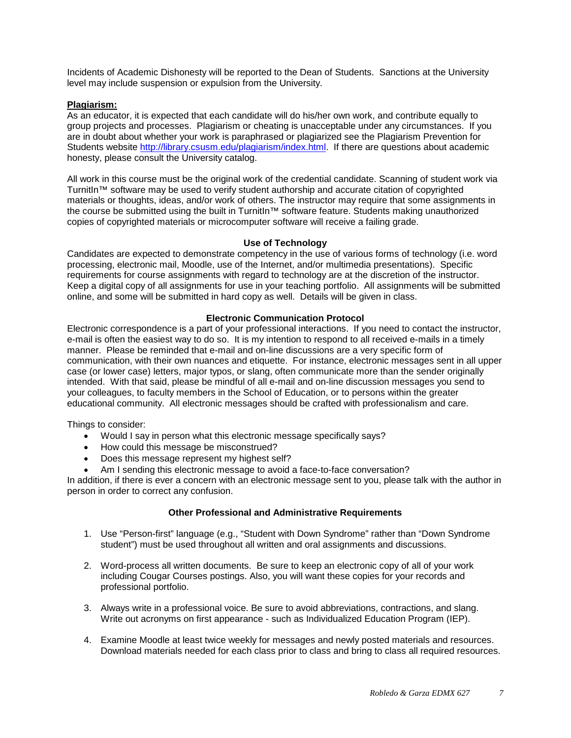Incidents of Academic Dishonesty will be reported to the Dean of Students. Sanctions at the University level may include suspension or expulsion from the University.

**Plagiarism:**

As an educator, it is expected that each candidate will do his/her own work, and contribute equally to group projects and processes. Plagiarism or cheating is unacceptable under any circumstances. If you are in doubt about whether your work is paraphrased or plagiarized see the Plagiarism Prevention for Students website http://library.csusm.edu/plagiarism/index.html. If there are questions about academic honesty, please consult the University catalog.

All work in this course must be the original work of the credential candidate. Scanning of student work via TurnitIn™ software may be used to verify student authorship and accurate citation of copyrighted materials or thoughts, ideas, and/or work of others. The instructor may require that some assignments in the course be submitted using the built in TurnitIn™ software feature. Students making unauthorized copies of copyrighted materials or microcomputer software will receive a failing grade.

### Use of Technology

Candidates are expected to demonstrate competency in the use of various forms of technology (i.e. word processing, electronic mail, Moodle, use of the Internet, and/or multimedia presentations). Specific requirements for course assignments with regard to technology are at the discretion of the instructor. Keep a digital copy of all assignments for use in your teaching portfolio. All assignments will be submitted online, and some will be submitted in hard copy as well. Details will be given in class.

### Electronic Communication Protocol

Electronic correspondence is a part of your professional interactions. If you need to contact the instructor, e-mail is often the easiest way to do so. It is my intention to respond to all received e-mails in a timely manner. Please be reminded that e-mail and on-line discussions are a very specific form of communication, with their own nuances and etiquette. For instance, electronic messages sent in all upper case (or lower case) letters, major typos, or slang, often communicate more than the sender originally intended. With that said, please be mindful of all e-mail and on-line discussion messages you send to your colleagues, to faculty members in the School of Education, or to persons within the greater educational community. All electronic messages should be crafted with professionalism and care.

Things to consider:

- Would I say in person what this electronic message specifically says?
- How could this message be misconstrued?
- Does this message represent my highest self?
- Am I sending this electronic message to avoid a face-to-face conversation?

In addition, if there is ever a concern with an electronic message sent to you, please talk with the author in person in order to correct any confusion.

### Other Professional and Administrative Requirements

1. Use "Person-first" language (e.g., "Student with Down Syndrome" rather than "Down Syndrome student") must be used throughout all written and oral assignments and discussions.

2. Word-process all written documents. Be sure to keep an electronic copy of all of your work including Cougar Courses postings. Also, you will want these copies for your records and professional portfolio.

3. Always write in a professional voice. Be sure to avoid abbreviations, contractions, and slang. Write out acronyms on first appearance - such as Individualized Education Program (IEP).

4. Examine Moodle at least twice weekly for messages and newly posted materials and resources. Download materials needed for each class prior to class and bring to class all required resources.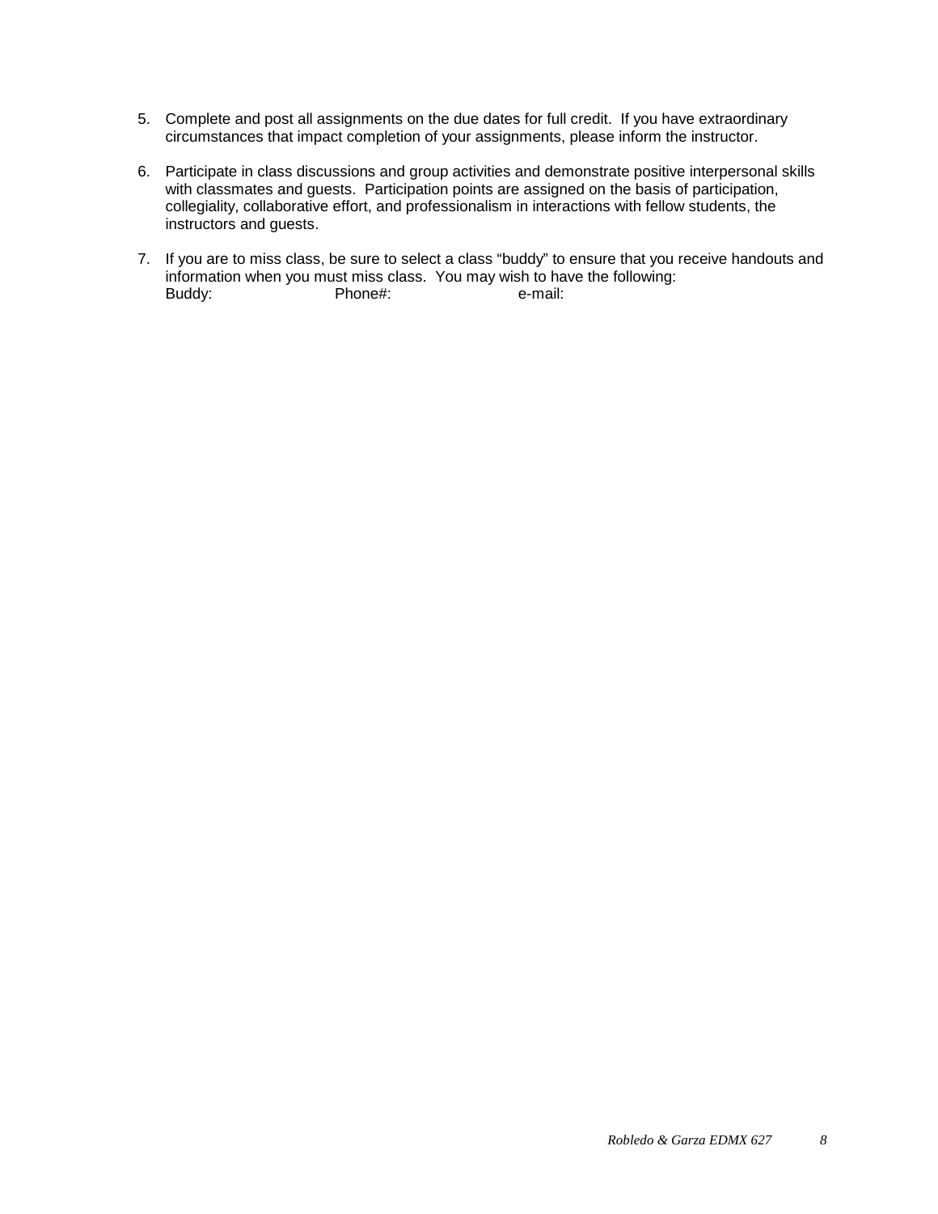5. Complete and post all assignments on the due dates for full credit. If you have extraordinary circumstances that impact completion of your assignments, please inform the instructor.

6. Participate in class discussions and group activities and demonstrate positive interpersonal skills with classmates and guests. Participation points are assigned on the basis of participation, collegiality, collaborative effort, and professionalism in interactions with fellow students, the instructors and guests.

7. If you are to miss class, be sure to select a class "buddy" to ensure that you receive handouts and information when you must miss class. You may wish to have the following:
   Buddy: Phone#: e-mail: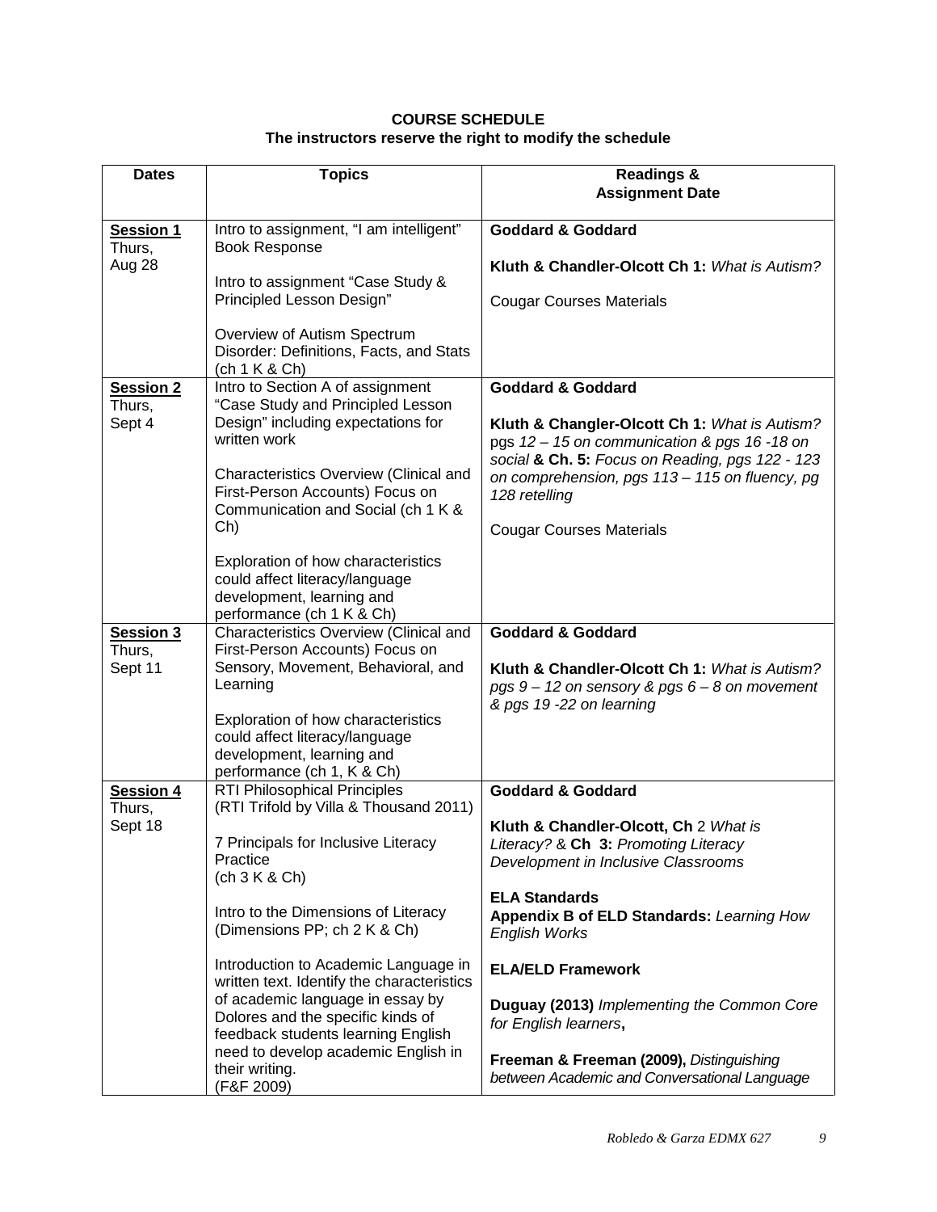**COURSE SCHEDULE**
**The instructors reserve the right to modify the schedule**

| Dates | Topics | Readings & Assignment Date |
|---|---|---|
| **Session 1** Thurs, Aug 28 | Intro to assignment, "I am intelligent" Book Response<br><br>Intro to assignment "Case Study & Principled Lesson Design"<br><br>Overview of Autism Spectrum Disorder: Definitions, Facts, and Stats (ch 1 K & Ch) | **Goddard & Goddard**<br><br>**Kluth & Chandler-Olcott Ch 1:** *What is Autism?*<br><br>Cougar Courses Materials |
| **Session 2** Thurs, Sept 4 | Intro to Section A of assignment "Case Study and Principled Lesson Design" including expectations for written work<br><br>Characteristics Overview (Clinical and First-Person Accounts) Focus on Communication and Social (ch 1 K & Ch)<br><br>Exploration of how characteristics could affect literacy/language development, learning and performance (ch 1 K & Ch) | **Goddard & Goddard**<br><br>**Kluth & Changler-Olcott Ch 1:** *What is Autism? pgs 12 – 15 on communication & pgs 16 -18 on social* **& Ch. 5:** *Focus on Reading, pgs 122 - 123 on comprehension, pgs 113 – 115 on fluency, pg 128 retelling*<br><br>Cougar Courses Materials |
| **Session 3** Thurs, Sept 11 | Characteristics Overview (Clinical and First-Person Accounts) Focus on Sensory, Movement, Behavioral, and Learning<br><br>Exploration of how characteristics could affect literacy/language development, learning and performance (ch 1, K & Ch) | **Goddard & Goddard**<br><br>**Kluth & Chandler-Olcott Ch 1:** *What is Autism? pgs 9 – 12 on sensory & pgs 6 – 8 on movement & pgs 19 -22 on learning* |
| **Session 4** Thurs, Sept 18 | RTI Philosophical Principles (RTI Trifold by Villa & Thousand 2011)<br><br>7 Principals for Inclusive Literacy Practice (ch 3 K & Ch)<br><br>Intro to the Dimensions of Literacy (Dimensions PP; ch 2 K & Ch)<br><br>Introduction to Academic Language in written text. Identify the characteristics of academic language in essay by Dolores and the specific kinds of feedback students learning English need to develop academic English in their writing. (F&F 2009) | **Goddard & Goddard**<br><br>**Kluth & Chandler-Olcott, Ch** 2 *What is Literacy?* & **Ch 3:** *Promoting Literacy Development in Inclusive Classrooms*<br><br>**ELA Standards**<br>**Appendix B of ELD Standards:** *Learning How English Works*<br><br>**ELA/ELD Framework**<br><br>**Duguay (2013)** *Implementing the Common Core for English learners*,<br><br>**Freeman & Freeman (2009),** *Distinguishing between Academic and Conversational Language* |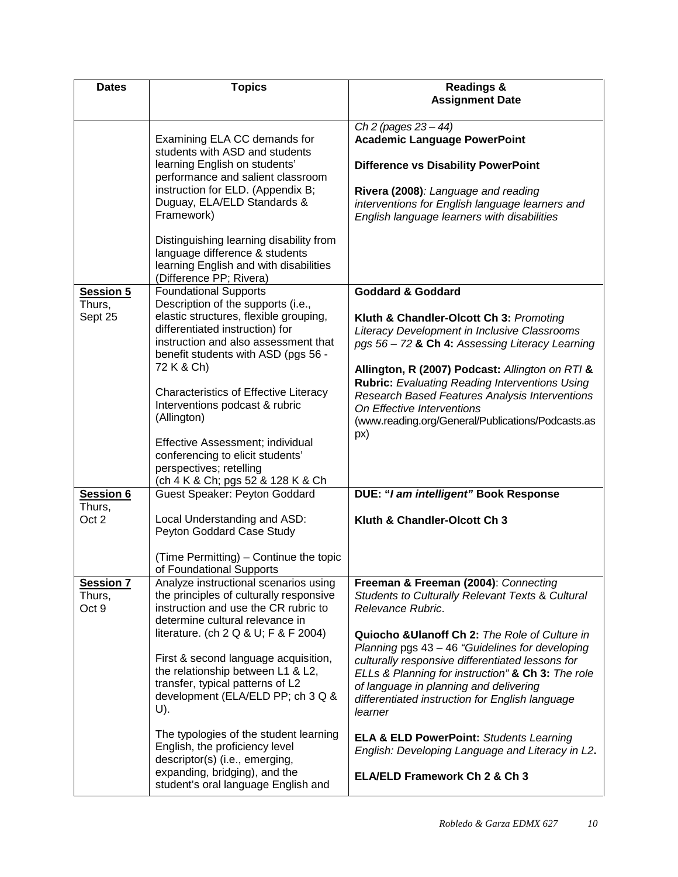| Dates | Topics | Readings & Assignment Date |
|---|---|---|
| | Examining ELA CC demands for students with ASD and students learning English on students' performance and salient classroom instruction for ELD. (Appendix B; Duguay, ELA/ELD Standards & Framework)<br><br>Distinguishing learning disability from language difference & students learning English and with disabilities (Difference PP; Rivera) | *Ch 2 (pages 23 – 44)*<br>**Academic Language PowerPoint**<br><br>**Difference vs Disability PowerPoint**<br><br>**Rivera (2008)***: Language and reading interventions for English language learners and English language learners with disabilities* |
| **Session 5**<br>Thurs,<br>Sept 25 | Foundational Supports<br>Description of the supports (i.e., elastic structures, flexible grouping, differentiated instruction) for instruction and also assessment that benefit students with ASD (pgs 56 - 72 K & Ch)<br><br>Characteristics of Effective Literacy Interventions podcast & rubric (Allington)<br><br>Effective Assessment; individual conferencing to elicit students' perspectives; retelling (ch 4 K & Ch; pgs 52 & 128 K & Ch | **Goddard & Goddard**<br><br>**Kluth & Chandler-Olcott Ch 3:** *Promoting Literacy Development in Inclusive Classrooms pgs 56 – 72* **& Ch 4:** *Assessing Literacy Learning*<br><br>**Allington, R (2007) Podcast:** *Allington on RTI* **& Rubric:** *Evaluating Reading Interventions Using Research Based Features Analysis Interventions On Effective Interventions* (www.reading.org/General/Publications/Podcasts.aspx) |
| **Session 6**<br>Thurs,<br>Oct 2 | Guest Speaker: Peyton Goddard<br><br>Local Understanding and ASD: Peyton Goddard Case Study<br><br>(Time Permitting) – Continue the topic of Foundational Supports | **DUE: "*I am intelligent*" Book Response**<br><br>**Kluth & Chandler-Olcott Ch 3** |
| **Session 7**<br>Thurs,<br>Oct 9 | Analyze instructional scenarios using the principles of culturally responsive instruction and use the CR rubric to determine cultural relevance in literature. (ch 2 Q & U; F & F 2004)<br><br>First & second language acquisition, the relationship between L1 & L2, transfer, typical patterns of L2 development (ELA/ELD PP; ch 3 Q & U).<br><br>The typologies of the student learning English, the proficiency level descriptor(s) (i.e., emerging, expanding, bridging), and the student's oral language English and | **Freeman & Freeman (2004)**: *Connecting Students to Culturally Relevant Texts & Cultural Relevance Rubric*.<br><br>**Quiocho &Ulanoff Ch 2:** *The Role of Culture in Planning* pgs 43 – 46 *"Guidelines for developing culturally responsive differentiated lessons for ELLs & Planning for instruction"* **& Ch 3:** *The role of language in planning and delivering differentiated instruction for English language learner*<br><br>**ELA & ELD PowerPoint:** *Students Learning English: Developing Language and Literacy in L2*.<br><br>**ELA/ELD Framework Ch 2 & Ch 3** |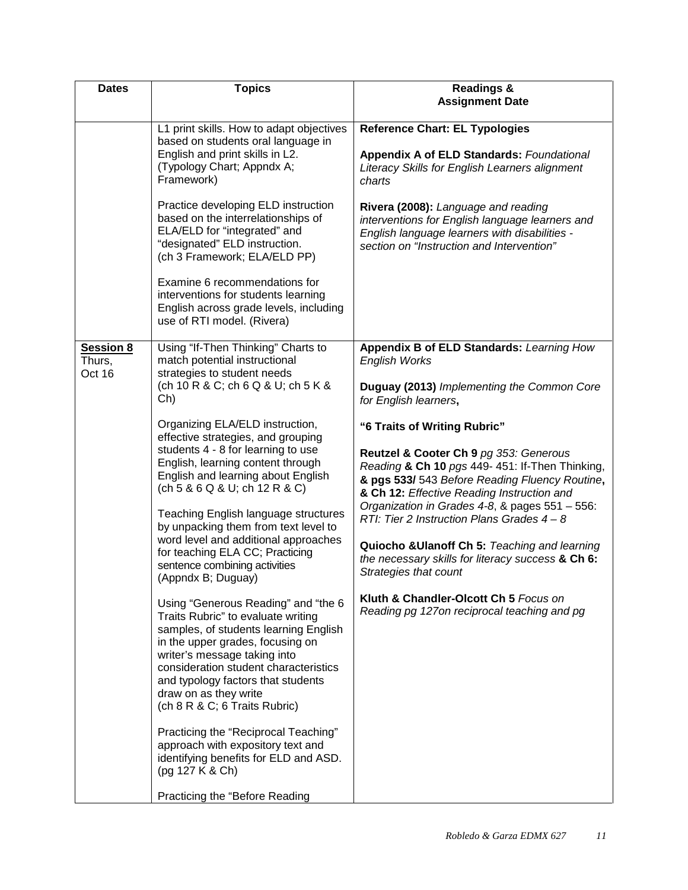| Dates | Topics | Readings & Assignment Date |
| --- | --- | --- |
| | L1 print skills. How to adapt objectives based on students oral language in English and print skills in L2. (Typology Chart; Appndx A; Framework)<br><br>Practice developing ELD instruction based on the interrelationships of ELA/ELD for "integrated" and "designated" ELD instruction. (ch 3 Framework; ELA/ELD PP)<br><br>Examine 6 recommendations for interventions for students learning English across grade levels, including use of RTI model. (Rivera) | **Reference Chart: EL Typologies**<br><br>**Appendix A of ELD Standards:** *Foundational Literacy Skills for English Learners alignment charts*<br><br>**Rivera (2008):** *Language and reading interventions for English language learners and English language learners with disabilities - section on "Instruction and Intervention"* |
| **Session 8** Thurs, Oct 16 | Using "If-Then Thinking" Charts to match potential instructional strategies to student needs (ch 10 R & C; ch 6 Q & U; ch 5 K & Ch)<br><br>Organizing ELA/ELD instruction, effective strategies, and grouping students 4 - 8 for learning to use English, learning content through English and learning about English (ch 5 & 6 Q & U; ch 12 R & C)<br><br>Teaching English language structures by unpacking them from text level to word level and additional approaches for teaching ELA CC; Practicing sentence combining activities (Appndx B; Duguay)<br><br>Using "Generous Reading" and "the 6 Traits Rubric" to evaluate writing samples, of students learning English in the upper grades, focusing on writer's message taking into consideration student characteristics and typology factors that students draw on as they write (ch 8 R & C; 6 Traits Rubric)<br><br>Practicing the "Reciprocal Teaching" approach with expository text and identifying benefits for ELD and ASD. (pg 127 K & Ch)<br><br>Practicing the "Before Reading | **Appendix B of ELD Standards:** *Learning How English Works*<br><br>**Duguay (2013)** *Implementing the Common Core for English learners*,<br><br>**"6 Traits of Writing Rubric"**<br><br>**Reutzel & Cooter Ch 9** *pg 353: Generous Reading* **& Ch 10** *pgs* 449- 451: If-Then Thinking, **& pgs 533/** 543 *Before Reading Fluency Routine*, **& Ch 12:** *Effective Reading Instruction and Organization in Grades 4-8*, & pages 551 – 556: *RTI: Tier 2 Instruction Plans Grades 4 – 8*<br><br>**Quiocho &Ulanoff Ch 5:** *Teaching and learning the necessary skills for literacy success* **& Ch 6:** *Strategies that count*<br><br>**Kluth & Chandler-Olcott Ch 5** *Focus on Reading pg 127on reciprocal teaching and pg* |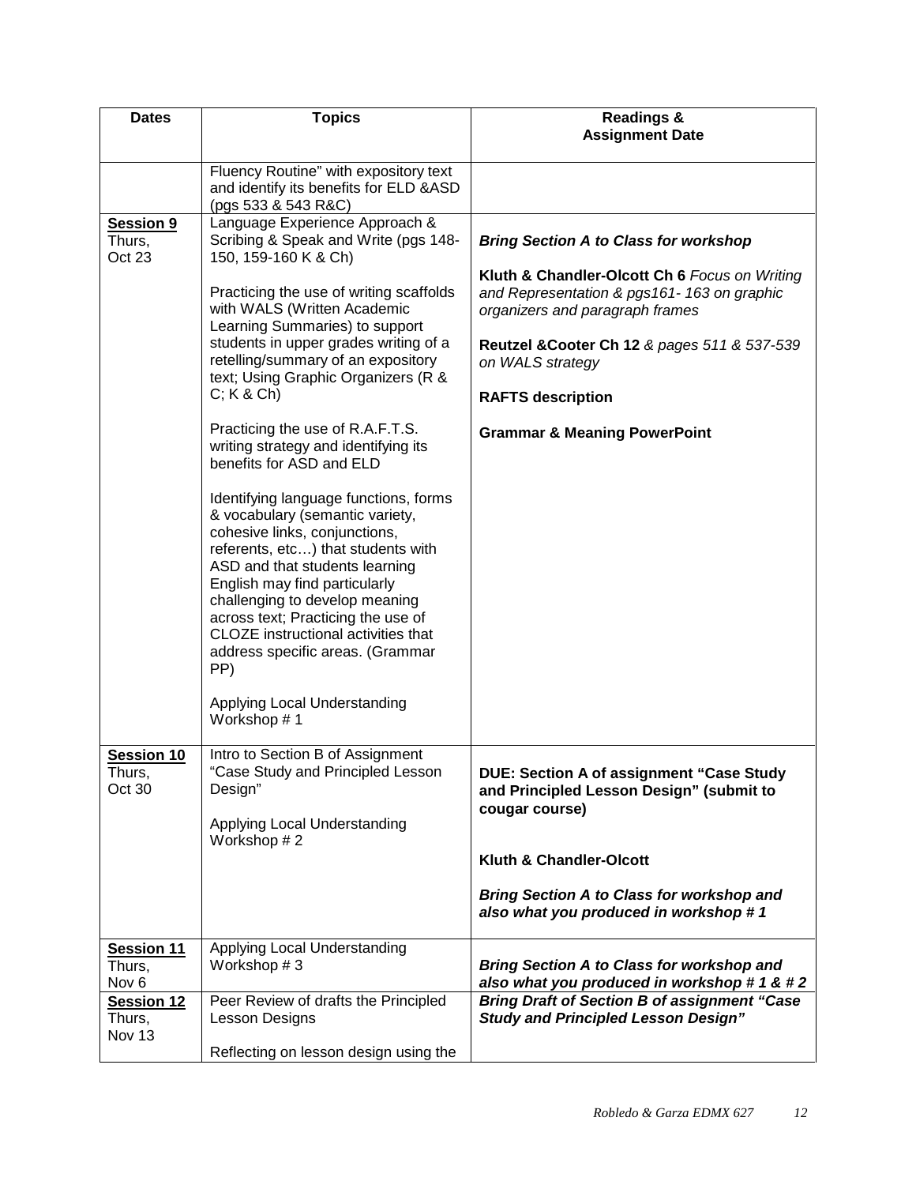| Dates | Topics | Readings & Assignment Date |
|---|---|---|
| | Fluency Routine" with expository text and identify its benefits for ELD &ASD (pgs 533 & 543 R&C) | |
| **Session 9** Thurs, Oct 23 | Language Experience Approach & Scribing & Speak and Write (pgs 148-150, 159-160 K & Ch)<br><br>Practicing the use of writing scaffolds with WALS (Written Academic Learning Summaries) to support students in upper grades writing of a retelling/summary of an expository text; Using Graphic Organizers (R & C; K & Ch)<br><br>Practicing the use of R.A.F.T.S. writing strategy and identifying its benefits for ASD and ELD<br><br>Identifying language functions, forms & vocabulary (semantic variety, cohesive links, conjunctions, referents, etc…) that students with ASD and that students learning English may find particularly challenging to develop meaning across text; Practicing the use of CLOZE instructional activities that address specific areas. (Grammar PP)<br><br>Applying Local Understanding Workshop # 1 | ***Bring Section A to Class for workshop***<br><br>**Kluth & Chandler-Olcott Ch 6** *Focus on Writing and Representation & pgs161- 163 on graphic organizers and paragraph frames*<br><br>**Reutzel &Cooter Ch 12** *& pages 511 & 537-539 on WALS strategy*<br><br>**RAFTS description**<br><br>**Grammar & Meaning PowerPoint** |
| **Session 10** Thurs, Oct 30 | Intro to Section B of Assignment "Case Study and Principled Lesson Design"<br><br>Applying Local Understanding Workshop # 2 | **DUE: Section A of assignment "Case Study and Principled Lesson Design" (submit to cougar course)**<br><br>**Kluth & Chandler-Olcott**<br><br>***Bring Section A to Class for workshop and also what you produced in workshop # 1*** |
| **Session 11** Thurs, Nov 6 | Applying Local Understanding Workshop # 3 | ***Bring Section A to Class for workshop and also what you produced in workshop # 1 & # 2*** |
| **Session 12** Thurs, Nov 13 | Peer Review of drafts the Principled Lesson Designs<br><br>Reflecting on lesson design using the | ***Bring Draft of Section B of assignment "Case Study and Principled Lesson Design"*** |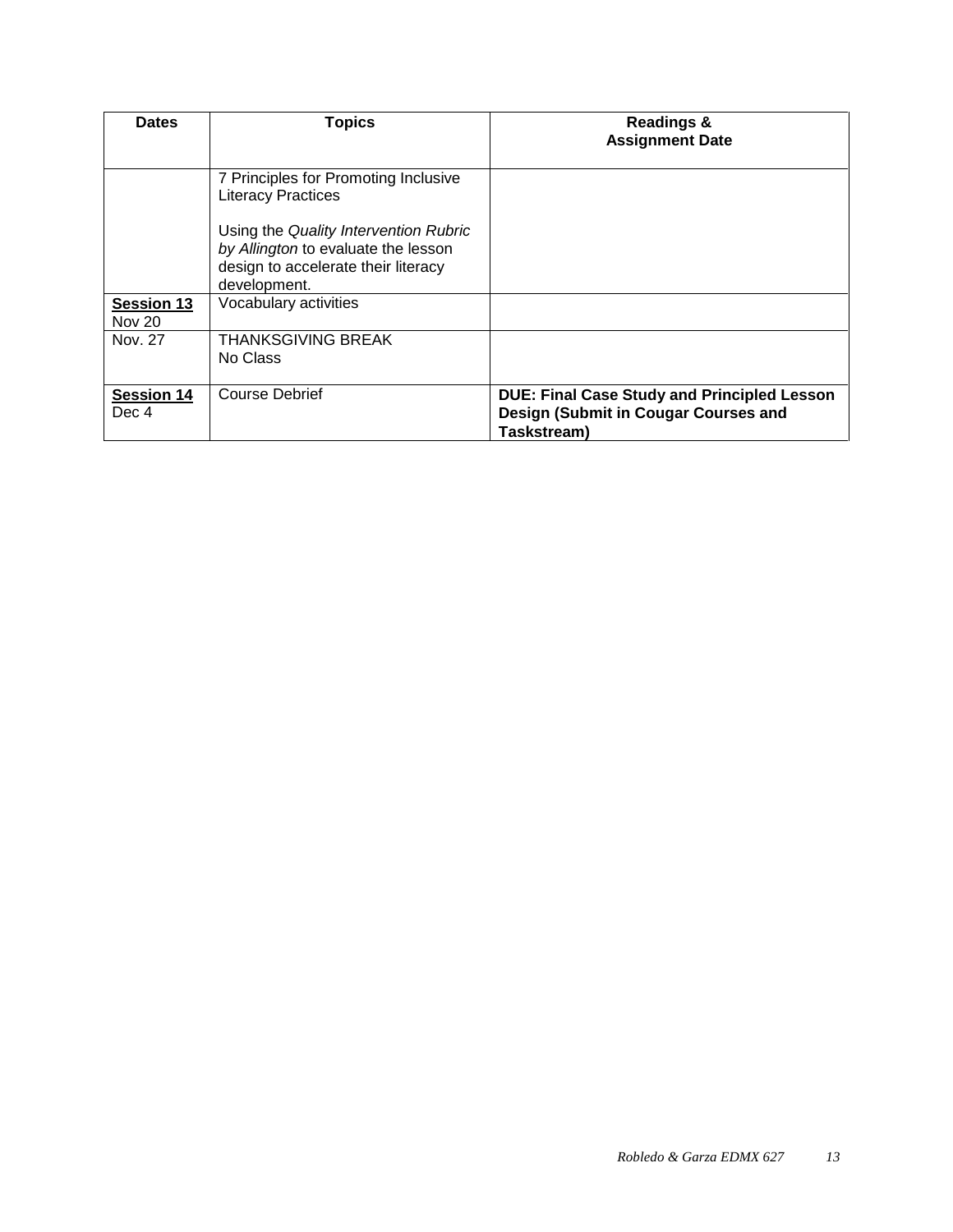| Dates | Topics | Readings & Assignment Date |
|---|---|---|
| | 7 Principles for Promoting Inclusive Literacy Practices<br><br>Using the *Quality Intervention Rubric by Allington* to evaluate the lesson design to accelerate their literacy development. | |
| **Session 13**<br>Nov 20 | Vocabulary activities | |
| Nov. 27 | THANKSGIVING BREAK<br>No Class | |
| **Session 14**<br>Dec 4 | Course Debrief | **DUE: Final Case Study and Principled Lesson Design (Submit in Cougar Courses and Taskstream)** |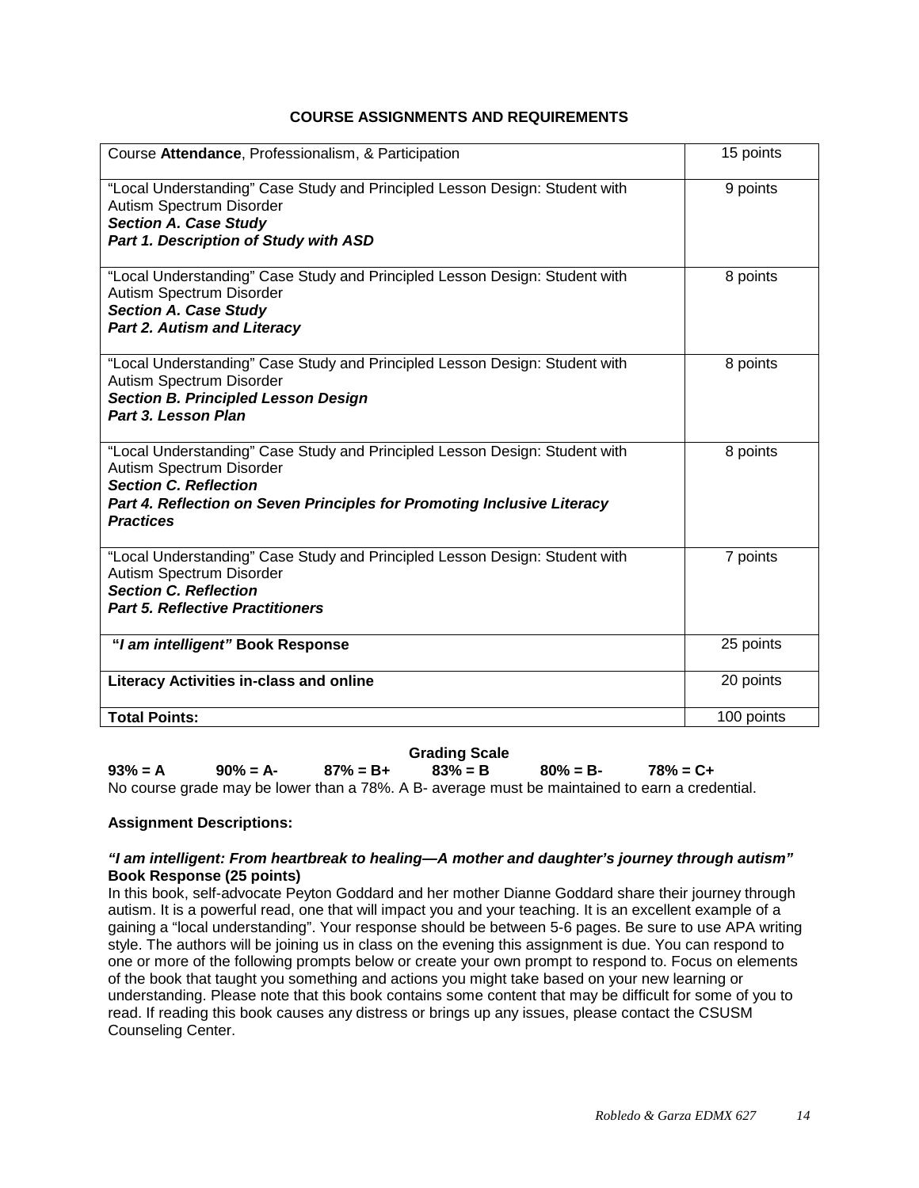## COURSE ASSIGNMENTS AND REQUIREMENTS

| Assignment | Points |
|---|---|
| Course **Attendance**, Professionalism, & Participation | 15 points |
| "Local Understanding" Case Study and Principled Lesson Design: Student with Autism Spectrum Disorder<br>***Section A. Case Study***<br>***Part 1. Description of Study with ASD*** | 9 points |
| "Local Understanding" Case Study and Principled Lesson Design: Student with Autism Spectrum Disorder<br>***Section A. Case Study***<br>***Part 2. Autism and Literacy*** | 8 points |
| "Local Understanding" Case Study and Principled Lesson Design: Student with Autism Spectrum Disorder<br>***Section B. Principled Lesson Design***<br>***Part 3. Lesson Plan*** | 8 points |
| "Local Understanding" Case Study and Principled Lesson Design: Student with Autism Spectrum Disorder<br>***Section C. Reflection***<br>***Part 4. Reflection on Seven Principles for Promoting Inclusive Literacy Practices*** | 8 points |
| "Local Understanding" Case Study and Principled Lesson Design: Student with Autism Spectrum Disorder<br>***Section C. Reflection***<br>***Part 5. Reflective Practitioners*** | 7 points |
| **"*I am intelligent"* Book Response** | 25 points |
| **Literacy Activities in-class and online** | 20 points |
| **Total Points:** | 100 points |

**Grading Scale**

**93% = A    90% = A-    87% = B+    83% = B    80% = B-    78% = C+**

No course grade may be lower than a 78%. A B- average must be maintained to earn a credential.

**Assignment Descriptions:**

***"I am intelligent: From heartbreak to healing—A mother and daughter's journey through autism"***
**Book Response (25 points)**

In this book, self-advocate Peyton Goddard and her mother Dianne Goddard share their journey through autism. It is a powerful read, one that will impact you and your teaching. It is an excellent example of a gaining a "local understanding". Your response should be between 5-6 pages. Be sure to use APA writing style. The authors will be joining us in class on the evening this assignment is due. You can respond to one or more of the following prompts below or create your own prompt to respond to. Focus on elements of the book that taught you something and actions you might take based on your new learning or understanding. Please note that this book contains some content that may be difficult for some of you to read. If reading this book causes any distress or brings up any issues, please contact the CSUSM Counseling Center.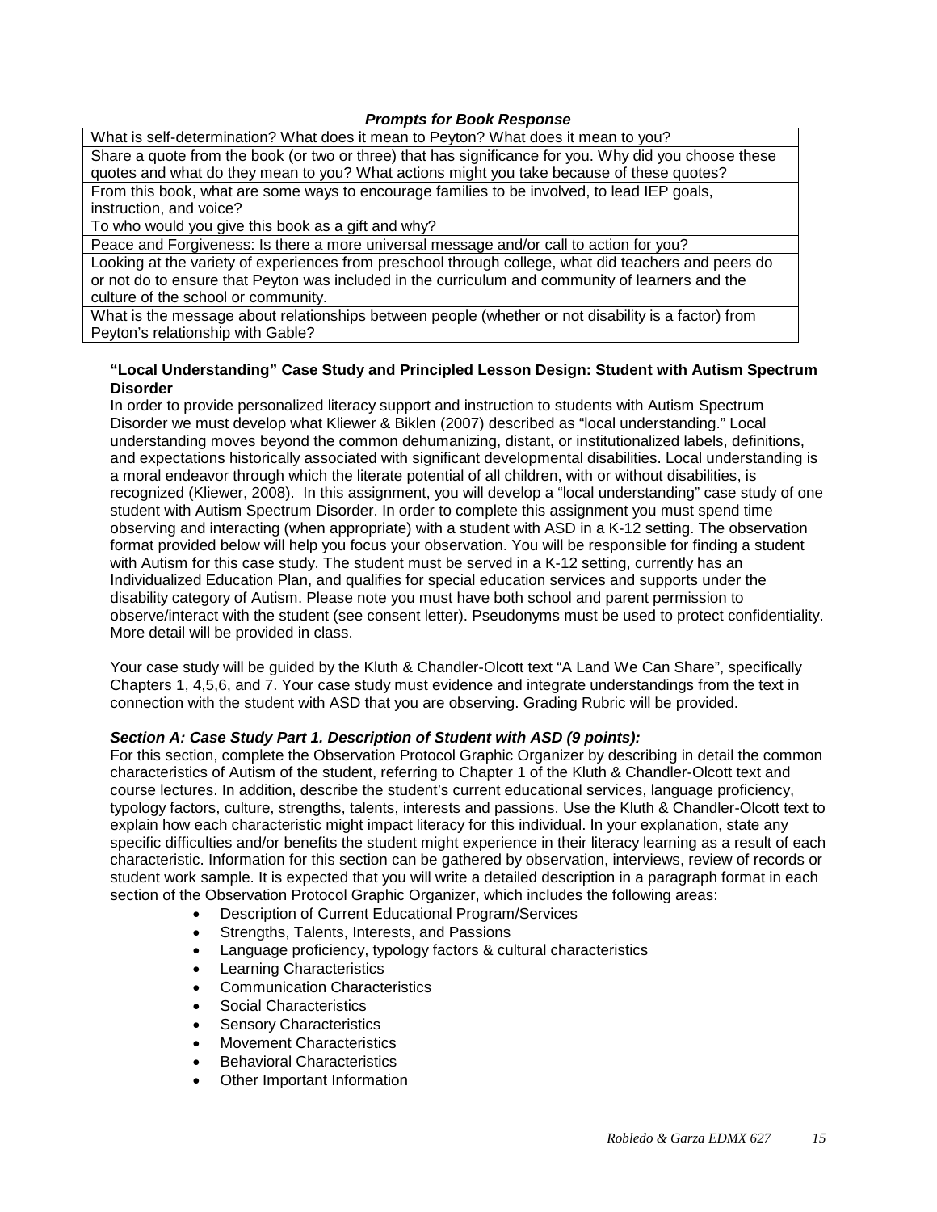***Prompts for Book Response***

| What is self-determination? What does it mean to Peyton? What does it mean to you? |
|---|
| Share a quote from the book (or two or three) that has significance for you. Why did you choose these quotes and what do they mean to you? What actions might you take because of these quotes? |
| From this book, what are some ways to encourage families to be involved, to lead IEP goals, instruction, and voice? To who would you give this book as a gift and why? |
| Peace and Forgiveness: Is there a more universal message and/or call to action for you? |
| Looking at the variety of experiences from preschool through college, what did teachers and peers do or not do to ensure that Peyton was included in the curriculum and community of learners and the culture of the school or community. |
| What is the message about relationships between people (whether or not disability is a factor) from Peyton's relationship with Gable? |

**"Local Understanding" Case Study and Principled Lesson Design: Student with Autism Spectrum Disorder**

In order to provide personalized literacy support and instruction to students with Autism Spectrum Disorder we must develop what Kliewer & Biklen (2007) described as "local understanding." Local understanding moves beyond the common dehumanizing, distant, or institutionalized labels, definitions, and expectations historically associated with significant developmental disabilities. Local understanding is a moral endeavor through which the literate potential of all children, with or without disabilities, is recognized (Kliewer, 2008). In this assignment, you will develop a "local understanding" case study of one student with Autism Spectrum Disorder. In order to complete this assignment you must spend time observing and interacting (when appropriate) with a student with ASD in a K-12 setting. The observation format provided below will help you focus your observation. You will be responsible for finding a student with Autism for this case study. The student must be served in a K-12 setting, currently has an Individualized Education Plan, and qualifies for special education services and supports under the disability category of Autism. Please note you must have both school and parent permission to observe/interact with the student (see consent letter). Pseudonyms must be used to protect confidentiality. More detail will be provided in class.

Your case study will be guided by the Kluth & Chandler-Olcott text "A Land We Can Share", specifically Chapters 1, 4,5,6, and 7. Your case study must evidence and integrate understandings from the text in connection with the student with ASD that you are observing. Grading Rubric will be provided.

***Section A: Case Study Part 1. Description of Student with ASD (9 points):***

For this section, complete the Observation Protocol Graphic Organizer by describing in detail the common characteristics of Autism of the student, referring to Chapter 1 of the Kluth & Chandler-Olcott text and course lectures. In addition, describe the student's current educational services, language proficiency, typology factors, culture, strengths, talents, interests and passions. Use the Kluth & Chandler-Olcott text to explain how each characteristic might impact literacy for this individual. In your explanation, state any specific difficulties and/or benefits the student might experience in their literacy learning as a result of each characteristic. Information for this section can be gathered by observation, interviews, review of records or student work sample. It is expected that you will write a detailed description in a paragraph format in each section of the Observation Protocol Graphic Organizer, which includes the following areas:

- Description of Current Educational Program/Services
- Strengths, Talents, Interests, and Passions
- Language proficiency, typology factors & cultural characteristics
- Learning Characteristics
- Communication Characteristics
- Social Characteristics
- Sensory Characteristics
- Movement Characteristics
- Behavioral Characteristics
- Other Important Information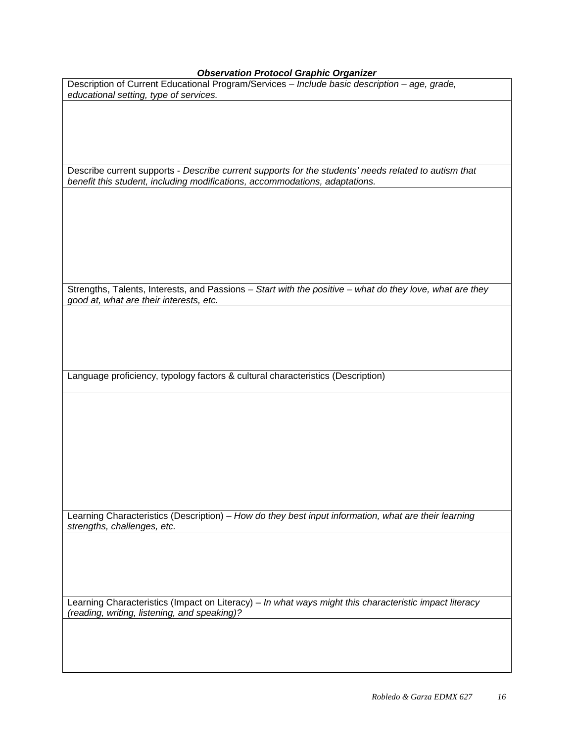***Observation Protocol Graphic Organizer***

| Description of Current Educational Program/Services – *Include basic description – age, grade, educational setting, type of services.* |
|---|
| |
| Describe current supports - *Describe current supports for the students' needs related to autism that benefit this student, including modifications, accommodations, adaptations.* |
| |
| Strengths, Talents, Interests, and Passions – *Start with the positive – what do they love, what are they good at, what are their interests, etc.* |
| |
| Language proficiency, typology factors & cultural characteristics (Description) |
| |
| Learning Characteristics (Description) – *How do they best input information, what are their learning strengths, challenges, etc.* |
| |
| Learning Characteristics (Impact on Literacy) – *In what ways might this characteristic impact literacy (reading, writing, listening, and speaking)?* |
| |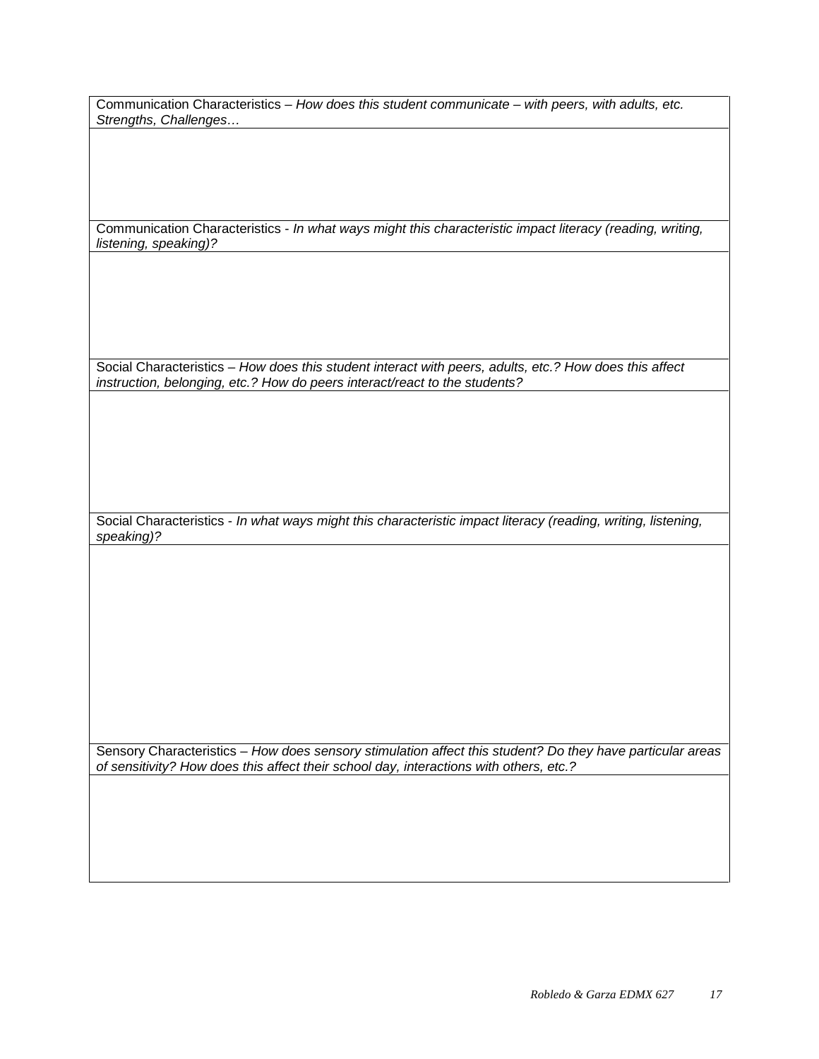| Communication Characteristics – *How does this student communicate – with peers, with adults, etc. Strengths, Challenges…* |
|---|
| |
| Communication Characteristics - *In what ways might this characteristic impact literacy (reading, writing, listening, speaking)?* |
| |
| Social Characteristics – *How does this student interact with peers, adults, etc.? How does this affect instruction, belonging, etc.? How do peers interact/react to the students?* |
| |
| Social Characteristics - *In what ways might this characteristic impact literacy (reading, writing, listening, speaking)?* |
| |
| Sensory Characteristics – *How does sensory stimulation affect this student? Do they have particular areas of sensitivity? How does this affect their school day, interactions with others, etc.?* |
| |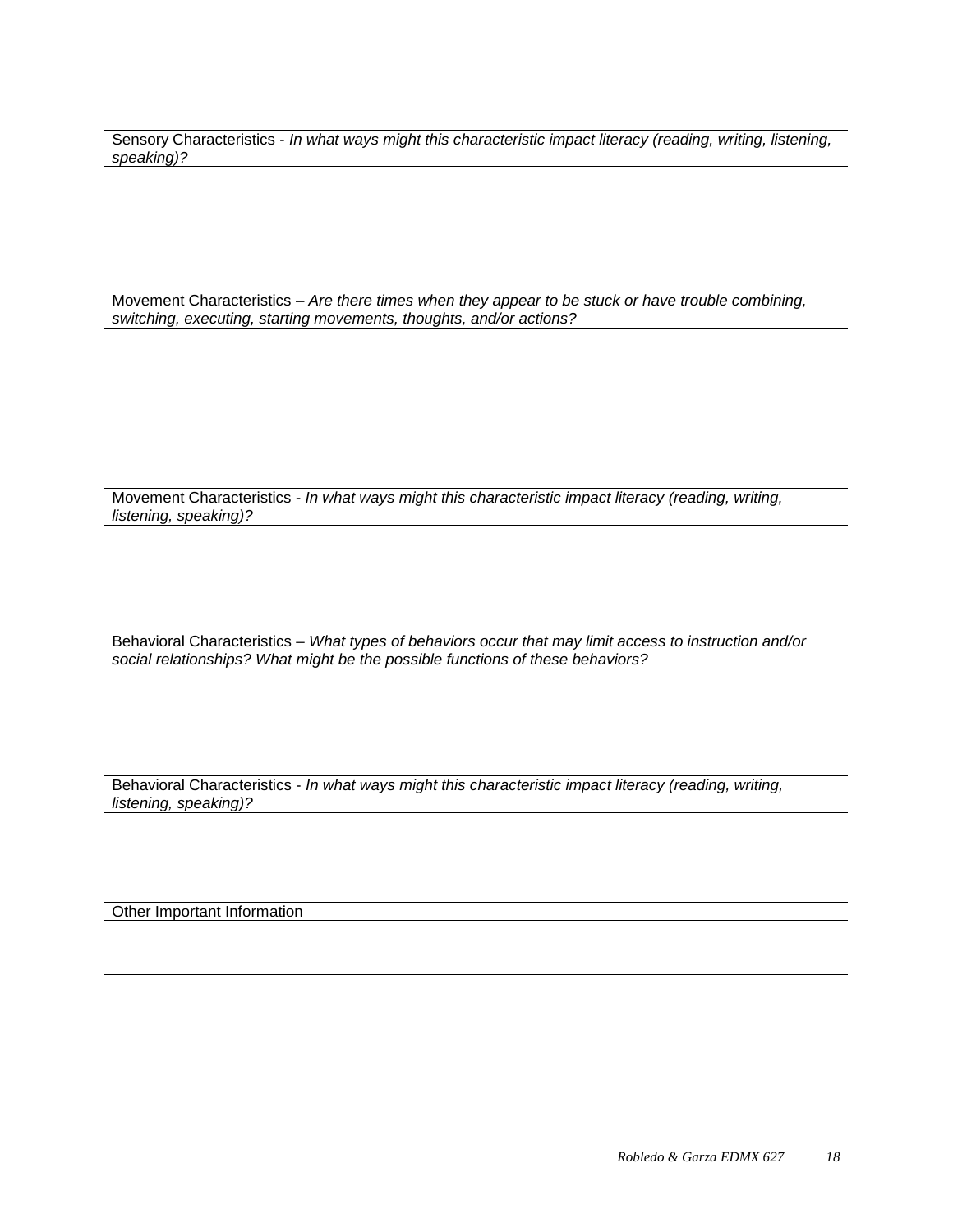| Sensory Characteristics - *In what ways might this characteristic impact literacy (reading, writing, listening, speaking)?* |
|---|
| |
| Movement Characteristics – *Are there times when they appear to be stuck or have trouble combining, switching, executing, starting movements, thoughts, and/or actions?* |
| |
| Movement Characteristics - *In what ways might this characteristic impact literacy (reading, writing, listening, speaking)?* |
| |
| Behavioral Characteristics – *What types of behaviors occur that may limit access to instruction and/or social relationships? What might be the possible functions of these behaviors?* |
| |
| Behavioral Characteristics - *In what ways might this characteristic impact literacy (reading, writing, listening, speaking)?* |
| |
| Other Important Information |
| |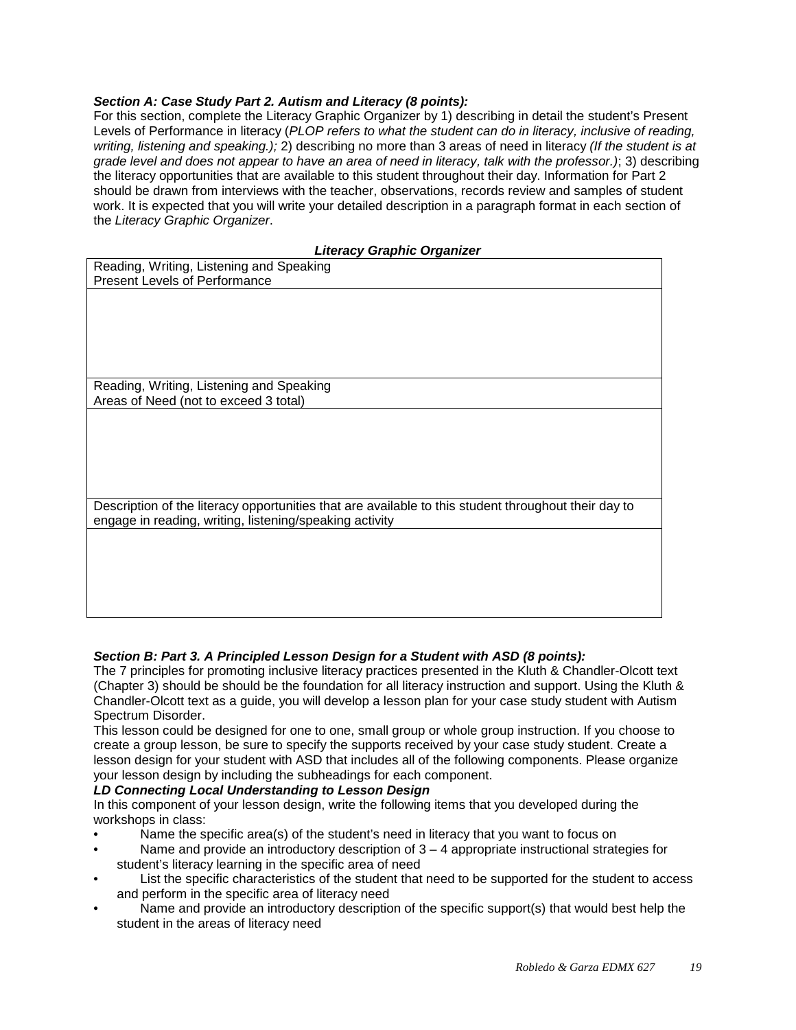***Section A: Case Study Part 2. Autism and Literacy (8 points):***

For this section, complete the Literacy Graphic Organizer by 1) describing in detail the student's Present Levels of Performance in literacy (*PLOP refers to what the student can do in literacy, inclusive of reading, writing, listening and speaking.);* 2) describing no more than 3 areas of need in literacy *(If the student is at grade level and does not appear to have an area of need in literacy, talk with the professor.)*; 3) describing the literacy opportunities that are available to this student throughout their day. Information for Part 2 should be drawn from interviews with the teacher, observations, records review and samples of student work. It is expected that you will write your detailed description in a paragraph format in each section of the *Literacy Graphic Organizer*.

***Literacy Graphic Organizer***

| Reading, Writing, Listening and Speaking<br>Present Levels of Performance |
|---|
| |
| Reading, Writing, Listening and Speaking<br>Areas of Need (not to exceed 3 total) |
| |
| Description of the literacy opportunities that are available to this student throughout their day to engage in reading, writing, listening/speaking activity |
| |

***Section B: Part 3. A Principled Lesson Design for a Student with ASD (8 points):***

The 7 principles for promoting inclusive literacy practices presented in the Kluth & Chandler-Olcott text (Chapter 3) should be should be the foundation for all literacy instruction and support. Using the Kluth & Chandler-Olcott text as a guide, you will develop a lesson plan for your case study student with Autism Spectrum Disorder.

This lesson could be designed for one to one, small group or whole group instruction. If you choose to create a group lesson, be sure to specify the supports received by your case study student. Create a lesson design for your student with ASD that includes all of the following components. Please organize your lesson design by including the subheadings for each component.

***LD Connecting Local Understanding to Lesson Design***

In this component of your lesson design, write the following items that you developed during the workshops in class:

- Name the specific area(s) of the student's need in literacy that you want to focus on
- Name and provide an introductory description of 3 – 4 appropriate instructional strategies for student's literacy learning in the specific area of need
- List the specific characteristics of the student that need to be supported for the student to access and perform in the specific area of literacy need
- Name and provide an introductory description of the specific support(s) that would best help the student in the areas of literacy need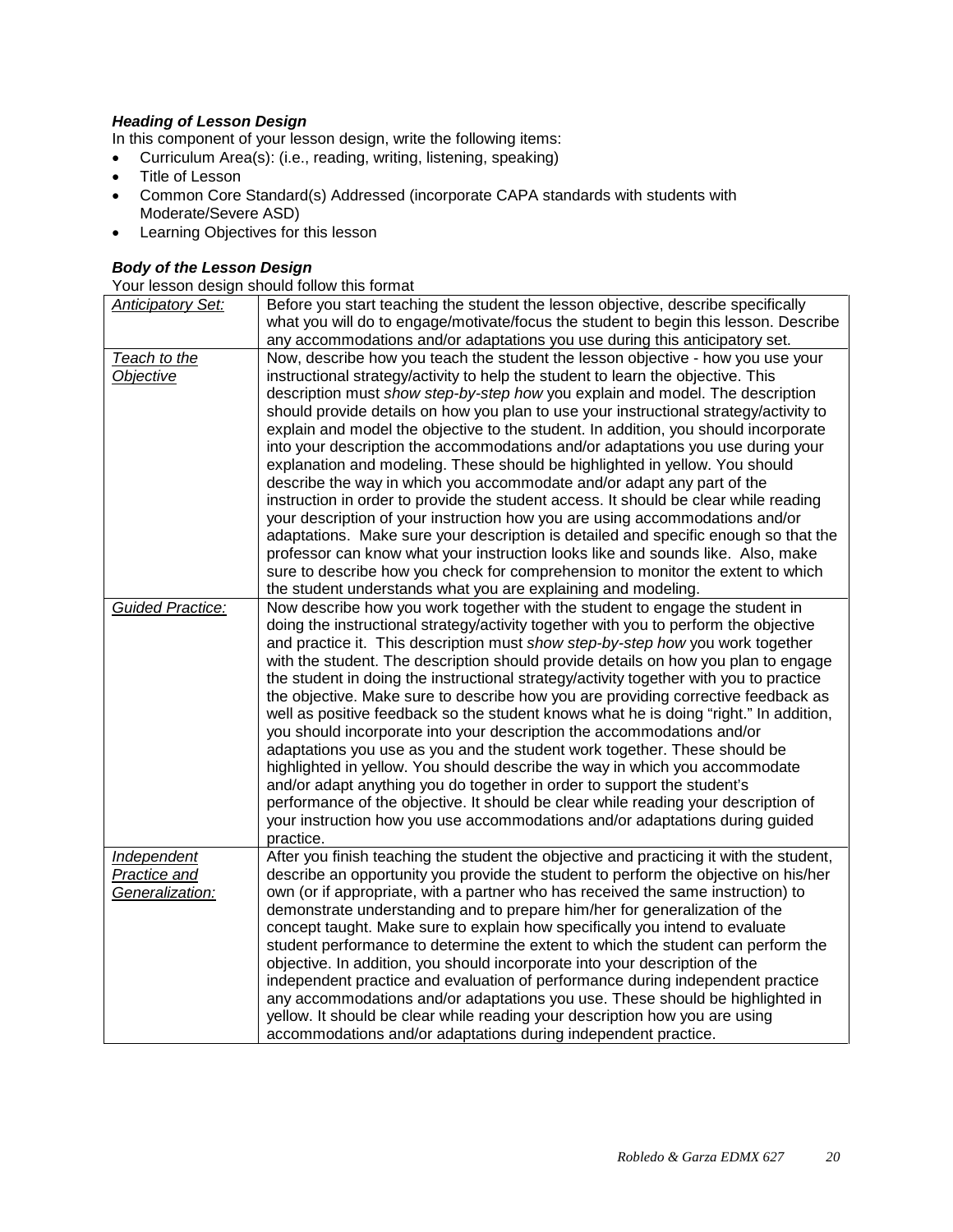***Heading of Lesson Design***

In this component of your lesson design, write the following items:

- Curriculum Area(s): (i.e., reading, writing, listening, speaking)
- Title of Lesson
- Common Core Standard(s) Addressed (incorporate CAPA standards with students with Moderate/Severe ASD)
- Learning Objectives for this lesson

***Body of the Lesson Design***

Your lesson design should follow this format

| | |
|---|---|
| *Anticipatory Set:* | Before you start teaching the student the lesson objective, describe specifically what you will do to engage/motivate/focus the student to begin this lesson. Describe any accommodations and/or adaptations you use during this anticipatory set. |
| *Teach to the Objective* | Now, describe how you teach the student the lesson objective - how you use your instructional strategy/activity to help the student to learn the objective. This description must *show step-by-step how* you explain and model. The description should provide details on how you plan to use your instructional strategy/activity to explain and model the objective to the student. In addition, you should incorporate into your description the accommodations and/or adaptations you use during your explanation and modeling. These should be highlighted in yellow. You should describe the way in which you accommodate and/or adapt any part of the instruction in order to provide the student access. It should be clear while reading your description of your instruction how you are using accommodations and/or adaptations. Make sure your description is detailed and specific enough so that the professor can know what your instruction looks like and sounds like. Also, make sure to describe how you check for comprehension to monitor the extent to which the student understands what you are explaining and modeling. |
| *Guided Practice:* | Now describe how you work together with the student to engage the student in doing the instructional strategy/activity together with you to perform the objective and practice it. This description must *show step-by-step how* you work together with the student. The description should provide details on how you plan to engage the student in doing the instructional strategy/activity together with you to practice the objective. Make sure to describe how you are providing corrective feedback as well as positive feedback so the student knows what he is doing "right." In addition, you should incorporate into your description the accommodations and/or adaptations you use as you and the student work together. These should be highlighted in yellow. You should describe the way in which you accommodate and/or adapt anything you do together in order to support the student's performance of the objective. It should be clear while reading your description of your instruction how you use accommodations and/or adaptations during guided practice. |
| *Independent Practice and Generalization:* | After you finish teaching the student the objective and practicing it with the student, describe an opportunity you provide the student to perform the objective on his/her own (or if appropriate, with a partner who has received the same instruction) to demonstrate understanding and to prepare him/her for generalization of the concept taught. Make sure to explain how specifically you intend to evaluate student performance to determine the extent to which the student can perform the objective. In addition, you should incorporate into your description of the independent practice and evaluation of performance during independent practice any accommodations and/or adaptations you use. These should be highlighted in yellow. It should be clear while reading your description how you are using accommodations and/or adaptations during independent practice. |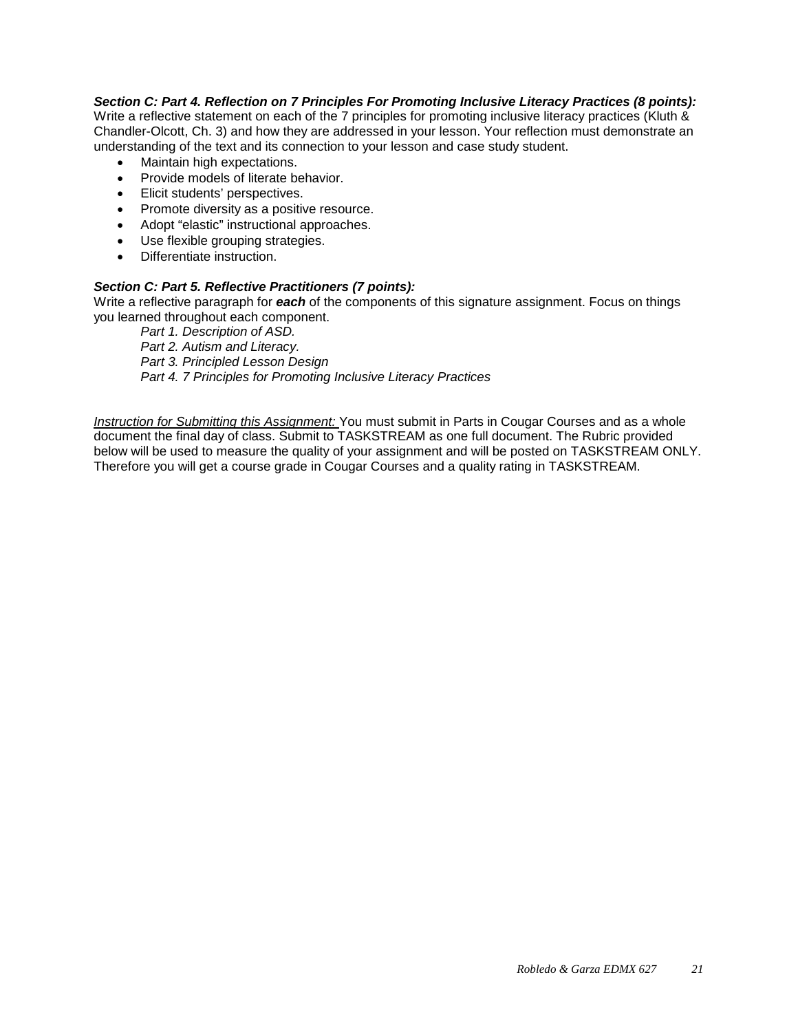***Section C: Part 4. Reflection on 7 Principles For Promoting Inclusive Literacy Practices (8 points):***
Write a reflective statement on each of the 7 principles for promoting inclusive literacy practices (Kluth & Chandler-Olcott, Ch. 3) and how they are addressed in your lesson. Your reflection must demonstrate an understanding of the text and its connection to your lesson and case study student.

- Maintain high expectations.
- Provide models of literate behavior.
- Elicit students' perspectives.
- Promote diversity as a positive resource.
- Adopt "elastic" instructional approaches.
- Use flexible grouping strategies.
- Differentiate instruction.

***Section C: Part 5. Reflective Practitioners (7 points):***
Write a reflective paragraph for ***each*** of the components of this signature assignment. Focus on things you learned throughout each component.

*Part 1. Description of ASD.*
*Part 2. Autism and Literacy.*
*Part 3. Principled Lesson Design*
*Part 4. 7 Principles for Promoting Inclusive Literacy Practices*

<u>*Instruction for Submitting this Assignment:*</u> You must submit in Parts in Cougar Courses and as a whole document the final day of class. Submit to TASKSTREAM as one full document. The Rubric provided below will be used to measure the quality of your assignment and will be posted on TASKSTREAM ONLY. Therefore you will get a course grade in Cougar Courses and a quality rating in TASKSTREAM.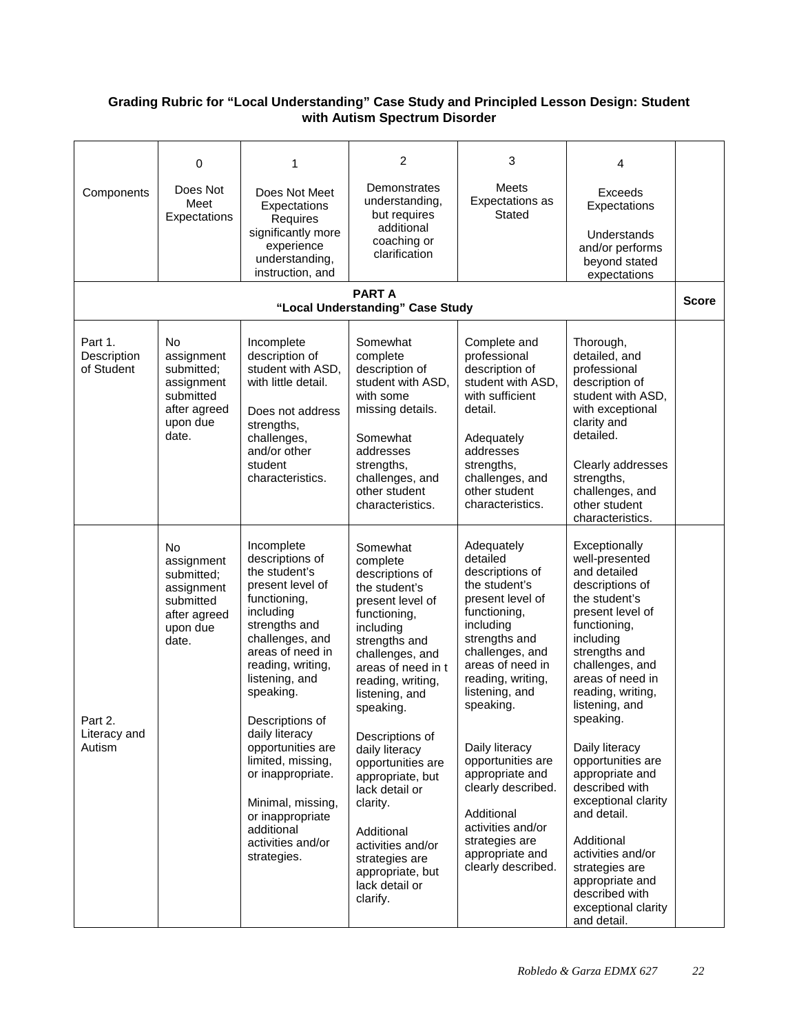**Grading Rubric for "Local Understanding" Case Study and Principled Lesson Design: Student with Autism Spectrum Disorder**

| Components | 0<br><br>Does Not Meet Expectations | 1<br><br>Does Not Meet Expectations Requires significantly more experience understanding, instruction, and | 2<br><br>Demonstrates understanding, but requires additional coaching or clarification | 3<br><br>Meets Expectations as Stated | 4<br><br>Exceeds Expectations<br><br>Understands and/or performs beyond stated expectations | |
|---|---|---|---|---|---|---|
| **PART A**<br>**"Local Understanding" Case Study** | | | | | | **Score** |
| Part 1. Description of Student | No assignment submitted; assignment submitted after agreed upon due date. | Incomplete description of student with ASD, with little detail.<br><br>Does not address strengths, challenges, and/or other student characteristics. | Somewhat complete description of student with ASD, with some missing details.<br><br>Somewhat addresses strengths, challenges, and other student characteristics. | Complete and professional description of student with ASD, with sufficient detail.<br><br>Adequately addresses strengths, challenges, and other student characteristics. | Thorough, detailed, and professional description of student with ASD, with exceptional clarity and detailed.<br><br>Clearly addresses strengths, challenges, and other student characteristics. | |
| Part 2. Literacy and Autism | No assignment submitted; assignment submitted after agreed upon due date. | Incomplete descriptions of the student's present level of functioning, including strengths and challenges, and areas of need in reading, writing, listening, and speaking.<br><br>Descriptions of daily literacy opportunities are limited, missing, or inappropriate.<br><br>Minimal, missing, or inappropriate additional activities and/or strategies. | Somewhat complete descriptions of the student's present level of functioning, including strengths and challenges, and areas of need in t reading, writing, listening, and speaking.<br><br>Descriptions of daily literacy opportunities are appropriate, but lack detail or clarity.<br><br>Additional activities and/or strategies are appropriate, but lack detail or clarify. | Adequately detailed descriptions of the student's present level of functioning, including strengths and challenges, and areas of need in reading, writing, listening, and speaking.<br><br>Daily literacy opportunities are appropriate and clearly described.<br><br>Additional activities and/or strategies are appropriate and clearly described. | Exceptionally well-presented and detailed descriptions of the student's present level of functioning, including strengths and challenges, and areas of need in reading, writing, listening, and speaking.<br><br>Daily literacy opportunities are appropriate and described with exceptional clarity and detail.<br><br>Additional activities and/or strategies are appropriate and described with exceptional clarity and detail. | |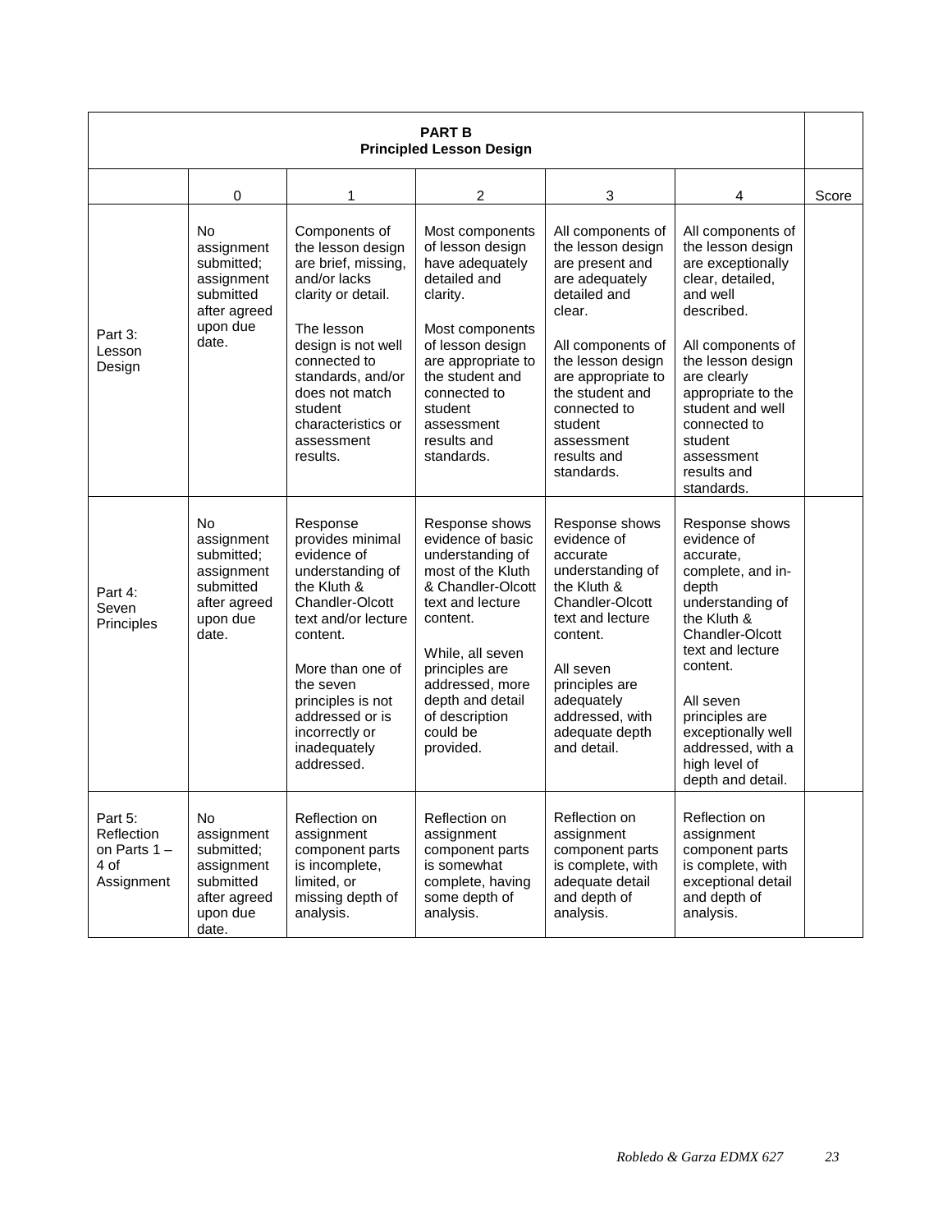| **PART B**<br>**Principled Lesson Design** | | | | | | |
|---|---|---|---|---|---|---|
| | 0 | 1 | 2 | 3 | 4 | Score |
| Part 3: Lesson Design | No assignment submitted; assignment submitted after agreed upon due date. | Components of the lesson design are brief, missing, and/or lacks clarity or detail.<br><br>The lesson design is not well connected to standards, and/or does not match student characteristics or assessment results. | Most components of lesson design have adequately detailed and clarity.<br><br>Most components of lesson design are appropriate to the student and connected to student assessment results and standards. | All components of the lesson design are present and are adequately detailed and clear.<br><br>All components of the lesson design are appropriate to the student and connected to student assessment results and standards. | All components of the lesson design are exceptionally clear, detailed, and well described.<br><br>All components of the lesson design are clearly appropriate to the student and well connected to student assessment results and standards. | |
| Part 4: Seven Principles | No assignment submitted; assignment submitted after agreed upon due date. | Response provides minimal evidence of understanding of the Kluth & Chandler-Olcott text and/or lecture content.<br><br>More than one of the seven principles is not addressed or is incorrectly or inadequately addressed. | Response shows evidence of basic understanding of most of the Kluth & Chandler-Olcott text and lecture content.<br><br>While, all seven principles are addressed, more depth and detail of description could be provided. | Response shows evidence of accurate understanding of the Kluth & Chandler-Olcott text and lecture content.<br><br>All seven principles are adequately addressed, with adequate depth and detail. | Response shows evidence of accurate, complete, and in-depth understanding of the Kluth & Chandler-Olcott text and lecture content.<br><br>All seven principles are exceptionally well addressed, with a high level of depth and detail. | |
| Part 5: Reflection on Parts 1 – 4 of Assignment | No assignment submitted; assignment submitted after agreed upon due date. | Reflection on assignment component parts is incomplete, limited, or missing depth of analysis. | Reflection on assignment component parts is somewhat complete, having some depth of analysis. | Reflection on assignment component parts is complete, with adequate detail and depth of analysis. | Reflection on assignment component parts is complete, with exceptional detail and depth of analysis. | |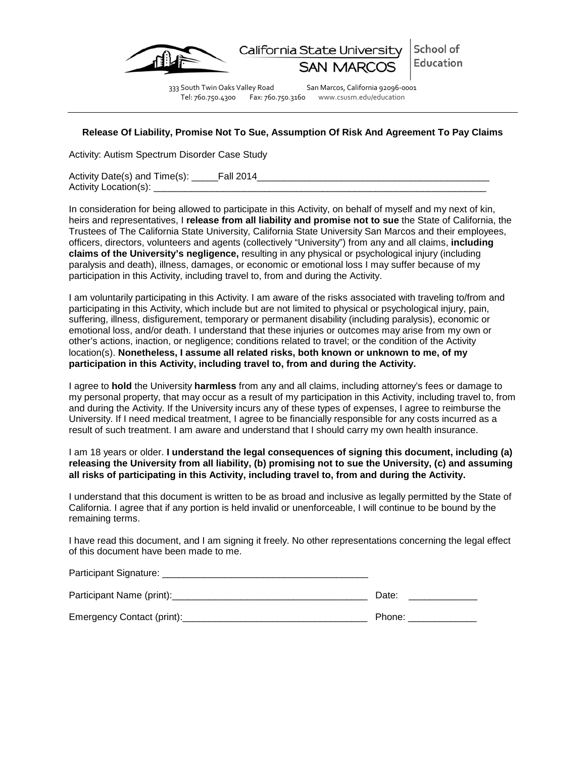California State University SAN MARCOS | School of Education

333 South Twin Oaks Valley Road San Marcos, California 92096-0001
Tel: 760.750.4300 Fax: 760.750.3160 www.csusm.edu/education

**Release Of Liability, Promise Not To Sue, Assumption Of Risk And Agreement To Pay Claims**

Activity: Autism Spectrum Disorder Case Study

Activity Date(s) and Time(s): _____Fall 2014_____________________________________________
Activity Location(s): ______________________________________________________________

In consideration for being allowed to participate in this Activity, on behalf of myself and my next of kin, heirs and representatives, I **release from all liability and promise not to sue** the State of California, the Trustees of The California State University, California State University San Marcos and their employees, officers, directors, volunteers and agents (collectively "University") from any and all claims, **including claims of the University's negligence,** resulting in any physical or psychological injury (including paralysis and death), illness, damages, or economic or emotional loss I may suffer because of my participation in this Activity, including travel to, from and during the Activity.

I am voluntarily participating in this Activity. I am aware of the risks associated with traveling to/from and participating in this Activity, which include but are not limited to physical or psychological injury, pain, suffering, illness, disfigurement, temporary or permanent disability (including paralysis), economic or emotional loss, and/or death. I understand that these injuries or outcomes may arise from my own or other's actions, inaction, or negligence; conditions related to travel; or the condition of the Activity location(s). **Nonetheless, I assume all related risks, both known or unknown to me, of my participation in this Activity, including travel to, from and during the Activity.**

I agree to **hold** the University **harmless** from any and all claims, including attorney's fees or damage to my personal property, that may occur as a result of my participation in this Activity, including travel to, from and during the Activity. If the University incurs any of these types of expenses, I agree to reimburse the University. If I need medical treatment, I agree to be financially responsible for any costs incurred as a result of such treatment. I am aware and understand that I should carry my own health insurance.

I am 18 years or older. **I understand the legal consequences of signing this document, including (a) releasing the University from all liability, (b) promising not to sue the University, (c) and assuming all risks of participating in this Activity, including travel to, from and during the Activity.**

I understand that this document is written to be as broad and inclusive as legally permitted by the State of California. I agree that if any portion is held invalid or unenforceable, I will continue to be bound by the remaining terms.

I have read this document, and I am signing it freely. No other representations concerning the legal effect of this document have been made to me.

Participant Signature: _______________________________________

Participant Name (print):____________________________________ Date: _____________

Emergency Contact (print):___________________________________ Phone: _____________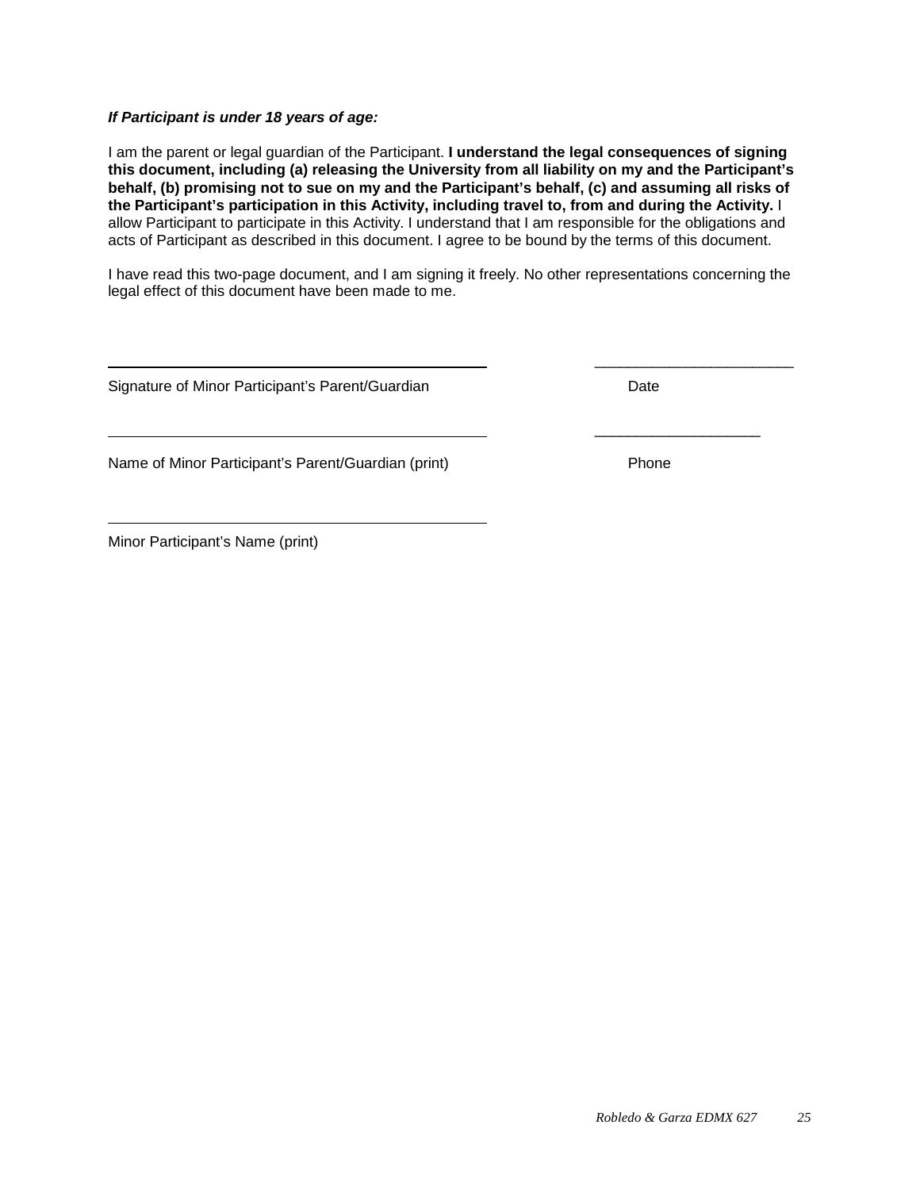***If Participant is under 18 years of age:***

I am the parent or legal guardian of the Participant. **I understand the legal consequences of signing this document, including (a) releasing the University from all liability on my and the Participant's behalf, (b) promising not to sue on my and the Participant's behalf, (c) and assuming all risks of the Participant's participation in this Activity, including travel to, from and during the Activity.** I allow Participant to participate in this Activity. I understand that I am responsible for the obligations and acts of Participant as described in this document. I agree to be bound by the terms of this document.

I have read this two-page document, and I am signing it freely. No other representations concerning the legal effect of this document have been made to me.

_______________________________________________ ________________________

Signature of Minor Participant's Parent/Guardian Date

_______________________________________________ ____________________

Name of Minor Participant's Parent/Guardian (print) Phone

_______________________________________________

Minor Participant's Name (print)